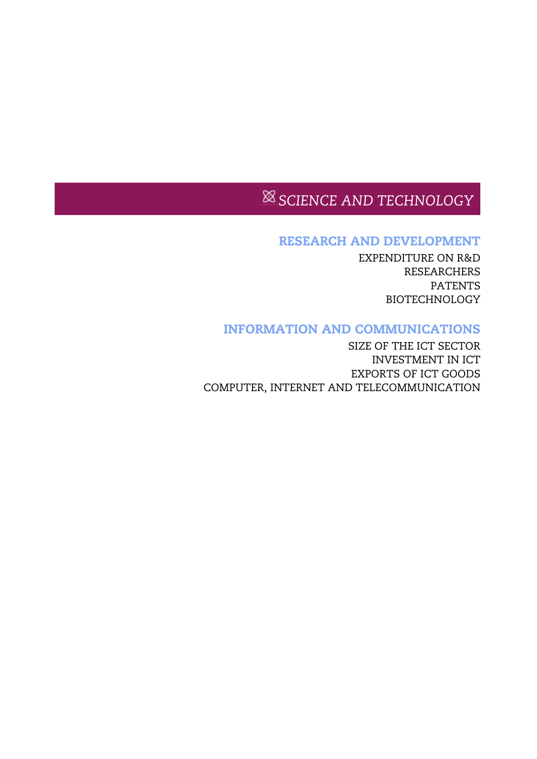# SCIENCE AND TECHNOLOGY

## RESEARCH AND DEVELOPMENT

EXPENDITURE ON R&D

RESEARCHERS

PATENTS

BIOTECHNOLOGY

## INFORMATION AND COMMUNICATIONS

SIZE OF THE ICT SECTOR

INVESTMENT IN ICT

EXPORTS OF ICT GOODS

COMPUTER, INTERNET AND TELECOMMUNICATION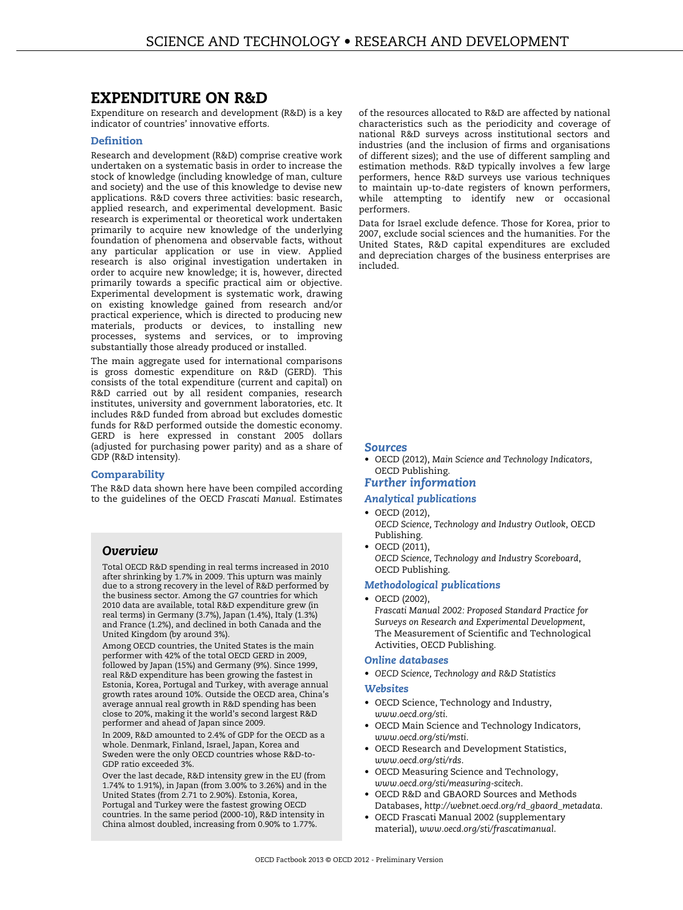# EXPENDITURE ON R&D

Expenditure on research and development (R&D) is a key indicator of countries' innovative efforts.

## Definition

Research and development (R&D) comprise creative work undertaken on a systematic basis in order to increase the stock of knowledge (including knowledge of man, culture and society) and the use of this knowledge to devise new applications. R&D covers three activities: basic research, applied research, and experimental development. Basic research is experimental or theoretical work undertaken primarily to acquire new knowledge of the underlying foundation of phenomena and observable facts, without any particular application or use in view. Applied research is also original investigation undertaken in order to acquire new knowledge; it is, however, directed primarily towards a specific practical aim or objective. Experimental development is systematic work, drawing on existing knowledge gained from research and/or practical experience, which is directed to producing new materials, products or devices, to installing new processes, systems and services, or to improving substantially those already produced or installed.

The main aggregate used for international comparisons is gross domestic expenditure on R&D (GERD). This consists of the total expenditure (current and capital) on R&D carried out by all resident companies, research institutes, university and government laboratories, etc. It includes R&D funded from abroad but excludes domestic funds for R&D performed outside the domestic economy. GERD is here expressed in constant 2005 dollars (adjusted for purchasing power parity) and as a share of GDP (R&D intensity).

## Comparability

The R&D data shown here have been compiled according to the guidelines of the OECD *Frascati Manual*. Estimates of the resources allocated to R&D are affected by national characteristics such as the periodicity and coverage of national R&D surveys across institutional sectors and industries (and the inclusion of firms and organisations of different sizes); and the use of different sampling and estimation methods. R&D typically involves a few large performers, hence R&D surveys use various techniques to maintain up-to-date registers of known performers, while attempting to identify new or occasional performers.

Data for Israel exclude defence. Those for Korea, prior to 2007, exclude social sciences and the humanities. For the United States, R&D capital expenditures are excluded and depreciation charges of the business enterprises are included.

## *Overview*

Total OECD R&D spending in real terms increased in 2010 after shrinking by 1.7% in 2009. This upturn was mainly due to a strong recovery in the level of R&D performed by the business sector. Among the G7 countries for which 2010 data are available, total R&D expenditure grew (in real terms) in Germany (3.7%), Japan (1.4%), Italy (1.3%) and France (1.2%), and declined in both Canada and the United Kingdom (by around 3%).

Among OECD countries, the United States is the main performer with 42% of the total OECD GERD in 2009, followed by Japan (15%) and Germany (9%). Since 1999, real R&D expenditure has been growing the fastest in Estonia, Korea, Portugal and Turkey, with average annual growth rates around 10%. Outside the OECD area, China's average annual real growth in R&D spending has been close to 20%, making it the world's second largest R&D performer and ahead of Japan since 2009.

In 2009, R&D amounted to 2.4% of GDP for the OECD as a whole. Denmark, Finland, Israel, Japan, Korea and Sweden were the only OECD countries whose R&D-to-GDP ratio exceeded 3%.

Over the last decade, R&D intensity grew in the EU (from 1.74% to 1.91%), in Japan (from 3.00% to 3.26%) and in the United States (from 2.71 to 2.90%). Estonia, Korea, Portugal and Turkey were the fastest growing OECD countries. In the same period (2000-10), R&D intensity in China almost doubled, increasing from 0.90% to 1.77%.

## *Sources*

- OECD (2012), *Main Science and Technology Indicators*, OECD Publishing.

## *Further information*

### *Analytical publications*

- OECD (2012), *OECD Science, Technology and Industry Outlook*, OECD Publishing.
- OECD (2011), *OECD Science, Technology and Industry Scoreboard*, OECD Publishing.

### *Methodological publications*

- OECD (2002), *Frascati Manual 2002: Proposed Standard Practice for Surveys on Research and Experimental Development*, The Measurement of Scientific and Technological Activities, OECD Publishing.

### *Online databases*

- *OECD Science, Technology and R&D Statistics*

### *Websites*

- OECD Science, Technology and Industry, *www.oecd.org/sti*.
- OECD Main Science and Technology Indicators, *www.oecd.org/sti/msti*.
- OECD Research and Development Statistics, *www.oecd.org/sti/rds*.
- OECD Measuring Science and Technology, *www.oecd.org/sti/measuring-scitech*.
- OECD R&D and GBAORD Sources and Methods Databases, *http://webnet.oecd.org/rd_gbaord_metadata*.
- OECD Frascati Manual 2002 (supplementary material), *www.oecd.org/sti/frascatimanual*.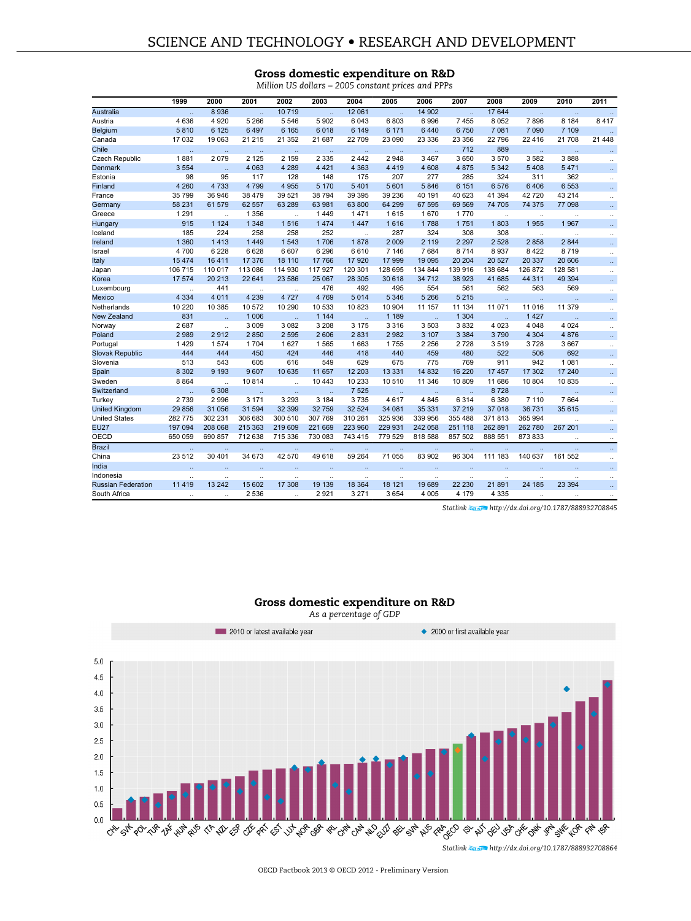## Gross domestic expenditure on R&D

*Million US dollars – 2005 constant prices and PPPs*

| | 1999 | 2000 | 2001 | 2002 | 2003 | 2004 | 2005 | 2006 | 2007 | 2008 | 2009 | 2010 | 2011 |
|---|---|---|---|---|---|---|---|---|---|---|---|---|---|
| Australia | .. | 8 936 | .. | 10 719 | .. | 12 061 | .. | 14 902 | .. | 17 644 | .. | .. | .. |
| Austria | 4 636 | 4 920 | 5 266 | 5 546 | 5 902 | 6 043 | 6 803 | 6 996 | 7 455 | 8 052 | 7 896 | 8 184 | 8 417 |
| Belgium | 5 810 | 6 125 | 6 497 | 6 165 | 6 018 | 6 149 | 6 171 | 6 440 | 6 750 | 7 081 | 7 090 | 7 109 | .. |
| Canada | 17 032 | 19 063 | 21 215 | 21 352 | 21 687 | 22 709 | 23 090 | 23 336 | 23 356 | 22 796 | 22 416 | 21 708 | 21 448 |
| Chile | .. | .. | .. | .. | .. | .. | .. | .. | 712 | 889 | .. | .. | .. |
| Czech Republic | 1 881 | 2 079 | 2 125 | 2 159 | 2 335 | 2 442 | 2 948 | 3 467 | 3 650 | 3 570 | 3 582 | 3 888 | .. |
| Denmark | 3 554 | .. | 4 063 | 4 289 | 4 421 | 4 363 | 4 419 | 4 608 | 4 875 | 5 342 | 5 408 | 5 471 | .. |
| Estonia | 98 | 95 | 117 | 128 | 148 | 175 | 207 | 277 | 285 | 324 | 311 | 362 | .. |
| Finland | 4 260 | 4 733 | 4 799 | 4 955 | 5 170 | 5 401 | 5 601 | 5 846 | 6 151 | 6 576 | 6 406 | 6 553 | .. |
| France | 35 799 | 36 946 | 38 479 | 39 521 | 38 794 | 39 395 | 39 236 | 40 191 | 40 623 | 41 394 | 42 720 | 43 214 | .. |
| Germany | 58 231 | 61 579 | 62 557 | 63 289 | 63 981 | 63 800 | 64 299 | 67 595 | 69 569 | 74 705 | 74 375 | 77 098 | .. |
| Greece | 1 291 | .. | 1 356 | .. | 1 449 | 1 471 | 1 615 | 1 670 | 1 770 | .. | .. | .. | .. |
| Hungary | 915 | 1 124 | 1 348 | 1 516 | 1 474 | 1 447 | 1 616 | 1 788 | 1 751 | 1 803 | 1 955 | 1 967 | .. |
| Iceland | 185 | 224 | 258 | 258 | 252 | .. | 287 | 324 | 308 | 308 | .. | .. | .. |
| Ireland | 1 360 | 1 413 | 1 449 | 1 543 | 1 706 | 1 878 | 2 009 | 2 119 | 2 297 | 2 528 | 2 858 | 2 844 | .. |
| Israel | 4 700 | 6 228 | 6 628 | 6 607 | 6 296 | 6 610 | 7 146 | 7 684 | 8 714 | 8 937 | 8 422 | 8 719 | .. |
| Italy | 15 474 | 16 411 | 17 376 | 18 110 | 17 766 | 17 920 | 17 999 | 19 095 | 20 204 | 20 527 | 20 337 | 20 606 | .. |
| Japan | 106 715 | 110 017 | 113 086 | 114 930 | 117 927 | 120 301 | 128 695 | 134 844 | 139 916 | 138 684 | 126 872 | 128 581 | .. |
| Korea | 17 574 | 20 213 | 22 641 | 23 586 | 25 067 | 28 305 | 30 618 | 34 712 | 38 923 | 41 685 | 44 311 | 49 394 | .. |
| Luxembourg | .. | 441 | .. | .. | 476 | 492 | 495 | 554 | 561 | 562 | 563 | 569 | .. |
| Mexico | 4 334 | 4 011 | 4 239 | 4 727 | 4 769 | 5 014 | 5 346 | 5 266 | 5 215 | .. | .. | .. | .. |
| Netherlands | 10 220 | 10 385 | 10 572 | 10 290 | 10 533 | 10 823 | 10 904 | 11 157 | 11 134 | 11 071 | 11 016 | 11 379 | .. |
| New Zealand | 831 | .. | 1 006 | .. | 1 144 | .. | 1 189 | .. | 1 304 | .. | 1 427 | .. | .. |
| Norway | 2 687 | .. | 3 009 | 3 082 | 3 208 | 3 175 | 3 316 | 3 503 | 3 832 | 4 023 | 4 048 | 4 024 | .. |
| Poland | 2 989 | 2 912 | 2 850 | 2 595 | 2 606 | 2 831 | 2 982 | 3 107 | 3 384 | 3 790 | 4 304 | 4 876 | .. |
| Portugal | 1 429 | 1 574 | 1 704 | 1 627 | 1 565 | 1 663 | 1 755 | 2 256 | 2 728 | 3 519 | 3 728 | 3 667 | .. |
| Slovak Republic | 444 | 444 | 450 | 424 | 446 | 418 | 440 | 459 | 480 | 522 | 506 | 692 | .. |
| Slovenia | 513 | 543 | 605 | 616 | 549 | 629 | 675 | 775 | 769 | 911 | 942 | 1 081 | .. |
| Spain | 8 302 | 9 193 | 9 607 | 10 635 | 11 657 | 12 203 | 13 331 | 14 832 | 16 220 | 17 457 | 17 302 | 17 240 | .. |
| Sweden | 8 864 | .. | 10 814 | .. | 10 443 | 10 233 | 10 510 | 11 346 | 10 809 | 11 686 | 10 804 | 10 835 | .. |
| Switzerland | .. | 6 308 | .. | .. | .. | 7 525 | .. | .. | .. | 8 728 | .. | .. | .. |
| Turkey | 2 739 | 2 996 | 3 171 | 3 293 | 3 184 | 3 735 | 4 617 | 4 845 | 6 314 | 6 380 | 7 110 | 7 664 | .. |
| United Kingdom | 29 856 | 31 056 | 31 594 | 32 399 | 32 759 | 32 524 | 34 081 | 35 331 | 37 219 | 37 018 | 36 731 | 35 615 | .. |
| United States | 282 775 | 302 231 | 306 683 | 300 510 | 307 769 | 310 261 | 325 936 | 339 956 | 355 488 | 371 813 | 365 994 | .. | .. |
| EU27 | 197 094 | 208 068 | 215 363 | 219 609 | 221 669 | 223 960 | 229 931 | 242 058 | 251 118 | 262 891 | 262 780 | 267 201 | .. |
| OECD | 650 059 | 690 857 | 712 638 | 715 336 | 730 083 | 743 415 | 779 529 | 818 588 | 857 502 | 888 551 | 873 833 | .. | .. |
| Brazil | .. | .. | .. | .. | .. | .. | .. | .. | .. | .. | .. | .. | .. |
| China | 23 512 | 30 401 | 34 673 | 42 570 | 49 618 | 59 264 | 71 055 | 83 902 | 96 304 | 111 183 | 140 637 | 161 552 | .. |
| India | .. | .. | .. | .. | .. | .. | .. | .. | .. | .. | .. | .. | .. |
| Indonesia | .. | .. | .. | .. | .. | .. | .. | .. | .. | .. | .. | .. | .. |
| Russian Federation | 11 419 | 13 242 | 15 602 | 17 308 | 19 139 | 18 364 | 18 121 | 19 689 | 22 230 | 21 891 | 24 185 | 23 394 | .. |
| South Africa | .. | .. | 2 536 | .. | 2 921 | 3 271 | 3 654 | 4 005 | 4 179 | 4 335 | .. | .. | .. |

Statlink http://dx.doi.org/10.1787/888932708845

## Gross domestic expenditure on R&D

*As a percentage of GDP*

Statlink http://dx.doi.org/10.1787/888932708864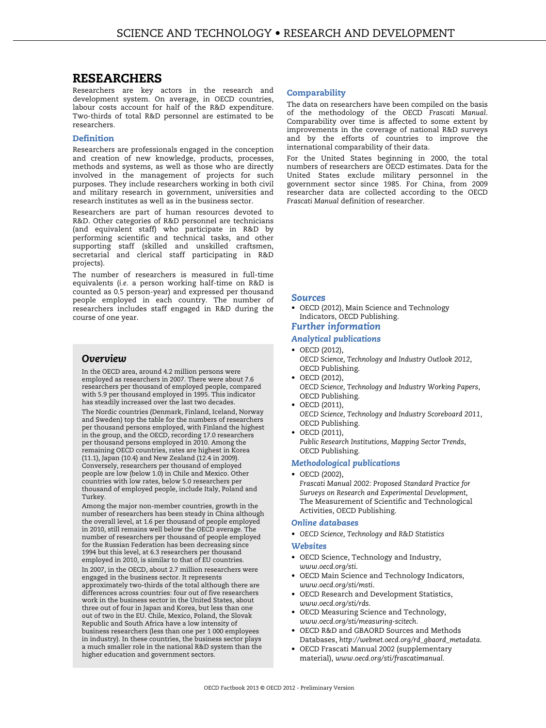# RESEARCHERS

Researchers are key actors in the research and development system. On average, in OECD countries, labour costs account for half of the R&D expenditure. Two-thirds of total R&D personnel are estimated to be researchers.

## Definition

Researchers are professionals engaged in the conception and creation of new knowledge, products, processes, methods and systems, as well as those who are directly involved in the management of projects for such purposes. They include researchers working in both civil and military research in government, universities and research institutes as well as in the business sector.

Researchers are part of human resources devoted to R&D. Other categories of R&D personnel are technicians (and equivalent staff) who participate in R&D by performing scientific and technical tasks, and other supporting staff (skilled and unskilled craftsmen, secretarial and clerical staff participating in R&D projects).

The number of researchers is measured in full-time equivalents (*i.e.* a person working half-time on R&D is counted as 0.5 person-year) and expressed per thousand people employed in each country. The number of researchers includes staff engaged in R&D during the course of one year.

## *Overview*

In the OECD area, around 4.2 million persons were employed as researchers in 2007. There were about 7.6 researchers per thousand of employed people, compared with 5.9 per thousand employed in 1995. This indicator has steadily increased over the last two decades.

The Nordic countries (Denmark, Finland, Iceland, Norway and Sweden) top the table for the numbers of researchers per thousand persons employed, with Finland the highest in the group, and the OECD, recording 17.0 researchers per thousand persons employed in 2010. Among the remaining OECD countries, rates are highest in Korea (11.1), Japan (10.4) and New Zealand (12.4 in 2009). Conversely, researchers per thousand of employed people are low (below 1.0) in Chile and Mexico. Other countries with low rates, below 5.0 researchers per thousand of employed people, include Italy, Poland and Turkey.

Among the major non-member countries, growth in the number of researchers has been steady in China although the overall level, at 1.6 per thousand of people employed in 2010, still remains well below the OECD average. The number of researchers per thousand of people employed for the Russian Federation has been decreasing since 1994 but this level, at 6.3 researchers per thousand employed in 2010, is similar to that of EU countries.

In 2007, in the OECD, about 2.7 million researchers were engaged in the business sector. It represents approximately two-thirds of the total although there are differences across countries: four out of five researchers work in the business sector in the United States, about three out of four in Japan and Korea, but less than one out of two in the EU. Chile, Mexico, Poland, the Slovak Republic and South Africa have a low intensity of business researchers (less than one per 1 000 employees in industry). In these countries, the business sector plays a much smaller role in the national R&D system than the higher education and government sectors.

## Comparability

The data on researchers have been compiled on the basis of the methodology of the OECD *Frascati Manual*. Comparability over time is affected to some extent by improvements in the coverage of national R&D surveys and by the efforts of countries to improve the international comparability of their data.

For the United States beginning in 2000, the total numbers of researchers are OECD estimates. Data for the United States exclude military personnel in the government sector since 1985. For China, from 2009 researcher data are collected according to the OECD *Frascati Manual* definition of researcher.

## *Sources*

- OECD (2012), Main Science and Technology Indicators, OECD Publishing.

## *Further information*

### *Analytical publications*

- OECD (2012), *OECD Science, Technology and Industry Outlook 2012*, OECD Publishing.
- OECD (2012), *OECD Science, Technology and Industry Working Papers*, OECD Publishing.
- OECD (2011), *OECD Science, Technology and Industry Scoreboard 2011*, OECD Publishing.
- OECD (2011), *Public Research Institutions, Mapping Sector Trends*, OECD Publishing.

### *Methodological publications*

- OECD (2002), *Frascati Manual 2002: Proposed Standard Practice for Surveys on Research and Experimental Development*, The Measurement of Scientific and Technological Activities, OECD Publishing.

### *Online databases*

- *OECD Science, Technology and R&D Statistics*

### *Websites*

- OECD Science, Technology and Industry, *www.oecd.org/sti*.
- OECD Main Science and Technology Indicators, *www.oecd.org/sti/msti*.
- OECD Research and Development Statistics, *www.oecd.org/sti/rds*.
- OECD Measuring Science and Technology, *www.oecd.org/sti/measuring-scitech*.
- OECD R&D and GBAORD Sources and Methods Databases, *http://webnet.oecd.org/rd_gbaord_metadata*.
- OECD Frascati Manual 2002 (supplementary material), *www.oecd.org/sti/frascatimanual*.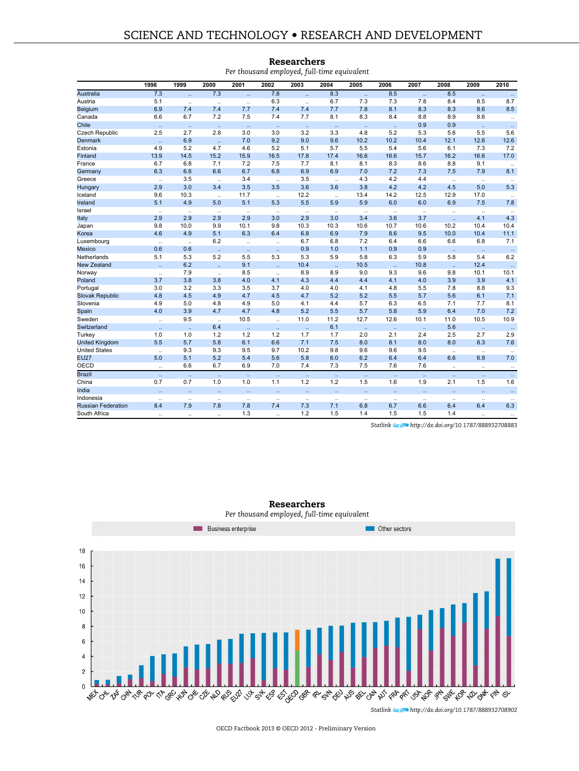## Researchers

*Per thousand employed, full-time equivalent*

| | 1998 | 1999 | 2000 | 2001 | 2002 | 2003 | 2004 | 2005 | 2006 | 2007 | 2008 | 2009 | 2010 |
|---|---|---|---|---|---|---|---|---|---|---|---|---|---|
| Australia | 7.3 | .. | 7.3 | .. | 7.8 | .. | 8.3 | .. | 8.5 | .. | 8.5 | .. | .. |
| Austria | 5.1 | .. | .. | .. | 6.3 | .. | 6.7 | 7.3 | 7.3 | 7.8 | 8.4 | 8.5 | 8.7 |
| Belgium | 6.9 | 7.4 | 7.4 | 7.7 | 7.4 | 7.4 | 7.7 | 7.8 | 8.1 | 8.3 | 8.3 | 8.6 | 8.5 |
| Canada | 6.6 | 6.7 | 7.2 | 7.5 | 7.4 | 7.7 | 8.1 | 8.3 | 8.4 | 8.8 | 8.9 | 8.6 | .. |
| Chile | .. | .. | .. | .. | .. | .. | .. | .. | .. | 0.9 | 0.9 | .. | .. |
| Czech Republic | 2.5 | 2.7 | 2.8 | 3.0 | 3.0 | 3.2 | 3.3 | 4.8 | 5.2 | 5.3 | 5.6 | 5.5 | 5.6 |
| Denmark | .. | 6.9 | .. | 7.0 | 9.2 | 9.0 | 9.6 | 10.2 | 10.2 | 10.4 | 12.1 | 12.6 | 12.6 |
| Estonia | 4.9 | 5.2 | 4.7 | 4.6 | 5.2 | 5.1 | 5.7 | 5.5 | 5.4 | 5.6 | 6.1 | 7.3 | 7.2 |
| Finland | 13.9 | 14.5 | 15.2 | 15.9 | 16.5 | 17.8 | 17.4 | 16.6 | 16.6 | 15.7 | 16.2 | 16.6 | 17.0 |
| France | 6.7 | 6.8 | 7.1 | 7.2 | 7.5 | 7.7 | 8.1 | 8.1 | 8.3 | 8.6 | 8.8 | 9.1 | .. |
| Germany | 6.3 | 6.6 | 6.6 | 6.7 | 6.8 | 6.9 | 6.9 | 7.0 | 7.2 | 7.3 | 7.5 | 7.9 | 8.1 |
| Greece | .. | 3.5 | .. | 3.4 | .. | 3.5 | .. | 4.3 | 4.2 | 4.4 | .. | .. | .. |
| Hungary | 2.9 | 3.0 | 3.4 | 3.5 | 3.5 | 3.6 | 3.6 | 3.8 | 4.2 | 4.2 | 4.5 | 5.0 | 5.3 |
| Iceland | 9.6 | 10.3 | .. | 11.7 | .. | 12.2 | .. | 13.4 | 14.2 | 12.5 | 12.9 | 17.0 | .. |
| Ireland | 5.1 | 4.9 | 5.0 | 5.1 | 5.3 | 5.5 | 5.9 | 5.9 | 6.0 | 6.0 | 6.9 | 7.5 | 7.8 |
| Israel | .. | .. | .. | .. | .. | .. | .. | .. | .. | .. | .. | .. | .. |
| Italy | 2.9 | 2.9 | 2.9 | 2.9 | 3.0 | 2.9 | 3.0 | 3.4 | 3.6 | 3.7 | .. | 4.1 | 4.3 |
| Japan | 9.8 | 10.0 | 9.9 | 10.1 | 9.8 | 10.3 | 10.3 | 10.6 | 10.7 | 10.6 | 10.2 | 10.4 | 10.4 |
| Korea | 4.6 | 4.9 | 5.1 | 6.3 | 6.4 | 6.8 | 6.9 | 7.9 | 8.6 | 9.5 | 10.0 | 10.4 | 11.1 |
| Luxembourg | .. | .. | 6.2 | .. | .. | 6.7 | 6.8 | 7.2 | 6.4 | 6.6 | 6.6 | 6.8 | 7.1 |
| Mexico | 0.6 | 0.6 | .. | .. | .. | 0.9 | 1.0 | 1.1 | 0.9 | 0.9 | .. | .. | .. |
| Netherlands | 5.1 | 5.3 | 5.2 | 5.5 | 5.3 | 5.3 | 5.9 | 5.8 | 6.3 | 5.9 | 5.8 | 5.4 | 6.2 |
| New Zealand | .. | 6.2 | .. | 9.1 | .. | 10.4 | .. | 10.5 | .. | 10.8 | .. | 12.4 | .. |
| Norway | .. | 7.9 | .. | 8.5 | .. | 8.9 | 8.9 | 9.0 | 9.3 | 9.6 | 9.8 | 10.1 | 10.1 |
| Poland | 3.7 | 3.8 | 3.8 | 4.0 | 4.1 | 4.3 | 4.4 | 4.4 | 4.1 | 4.0 | 3.9 | 3.9 | 4.1 |
| Portugal | 3.0 | 3.2 | 3.3 | 3.5 | 3.7 | 4.0 | 4.0 | 4.1 | 4.8 | 5.5 | 7.8 | 8.8 | 9.3 |
| Slovak Republic | 4.8 | 4.5 | 4.9 | 4.7 | 4.5 | 4.7 | 5.2 | 5.2 | 5.5 | 5.7 | 5.6 | 6.1 | 7.1 |
| Slovenia | 4.9 | 5.0 | 4.8 | 4.9 | 5.0 | 4.1 | 4.4 | 5.7 | 6.3 | 6.5 | 7.1 | 7.7 | 8.1 |
| Spain | 4.0 | 3.9 | 4.7 | 4.7 | 4.8 | 5.2 | 5.5 | 5.7 | 5.8 | 5.9 | 6.4 | 7.0 | 7.2 |
| Sweden | .. | 9.5 | .. | 10.5 | .. | 11.0 | 11.2 | 12.7 | 12.6 | 10.1 | 11.0 | 10.5 | 10.9 |
| Switzerland | .. | .. | 6.4 | .. | .. | .. | 6.1 | .. | .. | .. | 5.6 | .. | .. |
| Turkey | 1.0 | 1.0 | 1.2 | 1.2 | 1.2 | 1.7 | 1.7 | 2.0 | 2.1 | 2.4 | 2.5 | 2.7 | 2.9 |
| United Kingdom | 5.5 | 5.7 | 5.8 | 6.1 | 6.6 | 7.1 | 7.5 | 8.0 | 8.1 | 8.0 | 8.0 | 8.3 | 7.6 |
| United States | .. | 9.3 | 9.3 | 9.5 | 9.7 | 10.2 | 9.8 | 9.6 | 9.6 | 9.5 | .. | .. | .. |
| EU27 | 5.0 | 5.1 | 5.2 | 5.4 | 5.6 | 5.8 | 6.0 | 6.2 | 6.4 | 6.4 | 6.6 | 6.9 | 7.0 |
| OECD | .. | 6.6 | 6.7 | 6.9 | 7.0 | 7.4 | 7.3 | 7.5 | 7.6 | 7.6 | .. | .. | .. |
| Brazil | .. | .. | .. | .. | .. | .. | .. | .. | .. | .. | .. | .. | .. |
| China | 0.7 | 0.7 | 1.0 | 1.0 | 1.1 | 1.2 | 1.2 | 1.5 | 1.6 | 1.9 | 2.1 | 1.5 | 1.6 |
| India | .. | .. | .. | .. | .. | .. | .. | .. | .. | .. | .. | .. | .. |
| Indonesia | .. | .. | .. | .. | .. | .. | .. | .. | .. | .. | .. | .. | .. |
| Russian Federation | 8.4 | 7.9 | 7.8 | 7.8 | 7.4 | 7.3 | 7.1 | 6.8 | 6.7 | 6.6 | 6.4 | 6.4 | 6.3 |
| South Africa | .. | .. | .. | 1.3 | .. | 1.2 | 1.5 | 1.4 | 1.5 | 1.5 | 1.4 | .. | .. |

Statlink http://dx.doi.org/10.1787/888932708883

## Researchers

*Per thousand employed, full-time equivalent*

Statlink http://dx.doi.org/10.1787/888932708902

OECD Factbook 2013 © OECD 2012 - Preliminary Version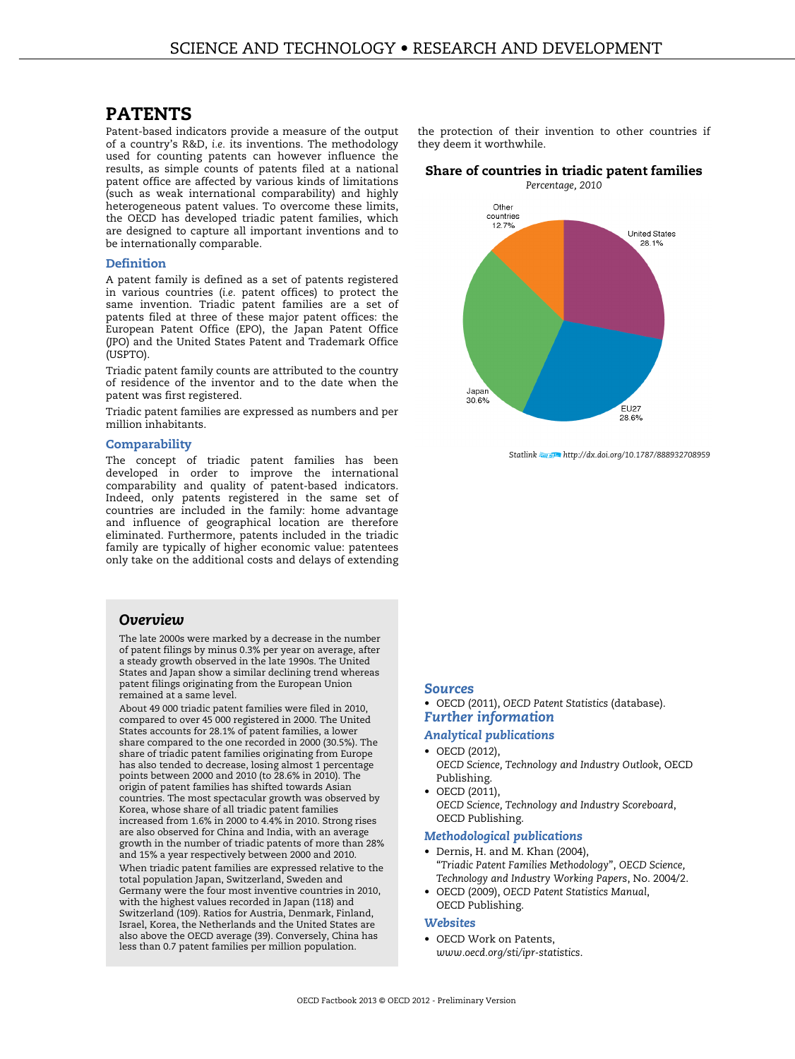# PATENTS

Patent-based indicators provide a measure of the output of a country's R&D, *i.e.* its inventions. The methodology used for counting patents can however influence the results, as simple counts of patents filed at a national patent office are affected by various kinds of limitations (such as weak international comparability) and highly heterogeneous patent values. To overcome these limits, the OECD has developed triadic patent families, which are designed to capture all important inventions and to be internationally comparable.

## Definition

A patent family is defined as a set of patents registered in various countries (*i.e.* patent offices) to protect the same invention. Triadic patent families are a set of patents filed at three of these major patent offices: the European Patent Office (EPO), the Japan Patent Office (JPO) and the United States Patent and Trademark Office (USPTO).

Triadic patent family counts are attributed to the country of residence of the inventor and to the date when the patent was first registered.

Triadic patent families are expressed as numbers and per million inhabitants.

## Comparability

The concept of triadic patent families has been developed in order to improve the international comparability and quality of patent-based indicators. Indeed, only patents registered in the same set of countries are included in the family: home advantage and influence of geographical location are therefore eliminated. Furthermore, patents included in the triadic family are typically of higher economic value: patentees only take on the additional costs and delays of extending the protection of their invention to other countries if they deem it worthwhile.

### Share of countries in triadic patent families

*Percentage, 2010*

| Country | Share (%) |
|---|---|
| United States | 28.1 |
| EU27 | 28.6 |
| Japan | 30.6 |
| Other countries | 12.7 |

*Statlink* *http://dx.doi.org/10.1787/888932708959*

## *Overview*

The late 2000s were marked by a decrease in the number of patent filings by minus 0.3% per year on average, after a steady growth observed in the late 1990s. The United States and Japan show a similar declining trend whereas patent filings originating from the European Union remained at a same level.

About 49 000 triadic patent families were filed in 2010, compared to over 45 000 registered in 2000. The United States accounts for 28.1% of patent families, a lower share compared to the one recorded in 2000 (30.5%). The share of triadic patent families originating from Europe has also tended to decrease, losing almost 1 percentage points between 2000 and 2010 (to 28.6% in 2010). The origin of patent families has shifted towards Asian countries. The most spectacular growth was observed by Korea, whose share of all triadic patent families increased from 1.6% in 2000 to 4.4% in 2010. Strong rises are also observed for China and India, with an average growth in the number of triadic patents of more than 28% and 15% a year respectively between 2000 and 2010.

When triadic patent families are expressed relative to the total population Japan, Switzerland, Sweden and Germany were the four most inventive countries in 2010, with the highest values recorded in Japan (118) and Switzerland (109). Ratios for Austria, Denmark, Finland, Israel, Korea, the Netherlands and the United States are also above the OECD average (39). Conversely, China has less than 0.7 patent families per million population.

## *Sources*

- OECD (2011), *OECD Patent Statistics* (database).

## *Further information*

### *Analytical publications*

- OECD (2012), *OECD Science, Technology and Industry Outlook*, OECD Publishing.
- OECD (2011), *OECD Science, Technology and Industry Scoreboard*, OECD Publishing.

### *Methodological publications*

- Dernis, H. and M. Khan (2004), "*Triadic Patent Families Methodology*", *OECD Science, Technology and Industry Working Papers*, No. 2004/2.
- OECD (2009), *OECD Patent Statistics Manual*, OECD Publishing.

### *Websites*

- OECD Work on Patents, *www.oecd.org/sti/ipr-statistics*.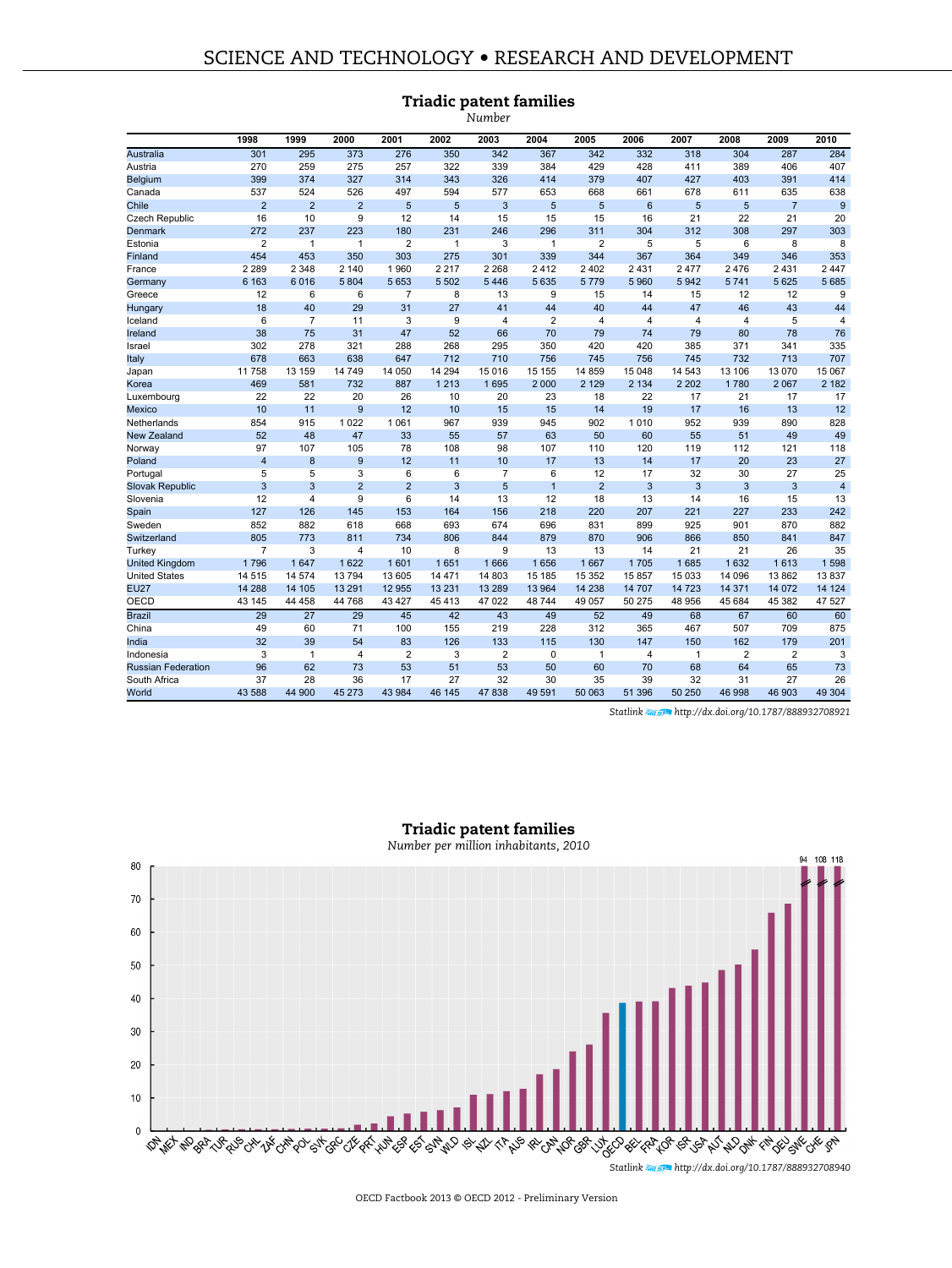## Triadic patent families

*Number*

| | 1998 | 1999 | 2000 | 2001 | 2002 | 2003 | 2004 | 2005 | 2006 | 2007 | 2008 | 2009 | 2010 |
|---|---|---|---|---|---|---|---|---|---|---|---|---|---|
| Australia | 301 | 295 | 373 | 276 | 350 | 342 | 367 | 342 | 332 | 318 | 304 | 287 | 284 |
| Austria | 270 | 259 | 275 | 257 | 322 | 339 | 384 | 429 | 428 | 411 | 389 | 406 | 407 |
| Belgium | 399 | 374 | 327 | 314 | 343 | 326 | 414 | 379 | 407 | 427 | 403 | 391 | 414 |
| Canada | 537 | 524 | 526 | 497 | 594 | 577 | 653 | 668 | 661 | 678 | 611 | 635 | 638 |
| Chile | 2 | 2 | 2 | 5 | 5 | 3 | 5 | 5 | 6 | 5 | 5 | 7 | 9 |
| Czech Republic | 16 | 10 | 9 | 12 | 14 | 15 | 15 | 15 | 16 | 21 | 22 | 21 | 20 |
| Denmark | 272 | 237 | 223 | 180 | 231 | 246 | 296 | 311 | 304 | 312 | 308 | 297 | 303 |
| Estonia | 2 | 1 | 1 | 2 | 1 | 3 | 1 | 2 | 5 | 5 | 6 | 8 | 8 |
| Finland | 454 | 453 | 350 | 303 | 275 | 301 | 339 | 344 | 367 | 364 | 349 | 346 | 353 |
| France | 2 289 | 2 348 | 2 140 | 1 960 | 2 217 | 2 268 | 2 412 | 2 402 | 2 431 | 2 477 | 2 476 | 2 431 | 2 447 |
| Germany | 6 163 | 6 016 | 5 804 | 5 653 | 5 502 | 5 446 | 5 635 | 5 779 | 5 960 | 5 942 | 5 741 | 5 625 | 5 685 |
| Greece | 12 | 6 | 6 | 7 | 8 | 13 | 9 | 15 | 14 | 15 | 12 | 12 | 9 |
| Hungary | 18 | 40 | 29 | 31 | 27 | 41 | 44 | 40 | 44 | 47 | 46 | 43 | 44 |
| Iceland | 6 | 7 | 11 | 3 | 9 | 4 | 2 | 4 | 4 | 4 | 4 | 5 | 4 |
| Ireland | 38 | 75 | 31 | 47 | 52 | 66 | 70 | 79 | 74 | 79 | 80 | 78 | 76 |
| Israel | 302 | 278 | 321 | 288 | 268 | 295 | 350 | 420 | 420 | 385 | 371 | 341 | 335 |
| Italy | 678 | 663 | 638 | 647 | 712 | 710 | 756 | 745 | 756 | 745 | 732 | 713 | 707 |
| Japan | 11 758 | 13 159 | 14 749 | 14 050 | 14 294 | 15 016 | 15 155 | 14 859 | 15 048 | 14 543 | 13 106 | 13 070 | 15 067 |
| Korea | 469 | 581 | 732 | 887 | 1 213 | 1 695 | 2 000 | 2 129 | 2 134 | 2 202 | 1 780 | 2 067 | 2 182 |
| Luxembourg | 22 | 22 | 20 | 26 | 10 | 20 | 23 | 18 | 22 | 17 | 21 | 17 | 17 |
| Mexico | 10 | 11 | 9 | 12 | 10 | 15 | 15 | 14 | 19 | 17 | 16 | 13 | 12 |
| Netherlands | 854 | 915 | 1 022 | 1 061 | 967 | 939 | 945 | 902 | 1 010 | 952 | 939 | 890 | 828 |
| New Zealand | 52 | 48 | 47 | 33 | 55 | 57 | 63 | 50 | 60 | 55 | 51 | 49 | 49 |
| Norway | 97 | 107 | 105 | 78 | 108 | 98 | 107 | 110 | 120 | 119 | 112 | 121 | 118 |
| Poland | 4 | 8 | 9 | 12 | 11 | 10 | 17 | 13 | 14 | 17 | 20 | 23 | 27 |
| Portugal | 5 | 5 | 3 | 6 | 6 | 7 | 6 | 12 | 17 | 32 | 30 | 27 | 25 |
| Slovak Republic | 3 | 3 | 2 | 2 | 3 | 5 | 1 | 2 | 3 | 3 | 3 | 3 | 4 |
| Slovenia | 12 | 4 | 9 | 6 | 14 | 13 | 12 | 18 | 13 | 14 | 16 | 15 | 13 |
| Spain | 127 | 126 | 145 | 153 | 164 | 156 | 218 | 220 | 207 | 221 | 227 | 233 | 242 |
| Sweden | 852 | 882 | 618 | 668 | 693 | 674 | 696 | 831 | 899 | 925 | 901 | 870 | 882 |
| Switzerland | 805 | 773 | 811 | 734 | 806 | 844 | 879 | 870 | 906 | 866 | 850 | 841 | 847 |
| Turkey | 7 | 3 | 4 | 10 | 8 | 9 | 13 | 13 | 14 | 21 | 21 | 26 | 35 |
| United Kingdom | 1 796 | 1 647 | 1 622 | 1 601 | 1 651 | 1 666 | 1 656 | 1 667 | 1 705 | 1 685 | 1 632 | 1 613 | 1 598 |
| United States | 14 515 | 14 574 | 13 794 | 13 605 | 14 471 | 14 803 | 15 185 | 15 352 | 15 857 | 15 033 | 14 096 | 13 862 | 13 837 |
| EU27 | 14 288 | 14 105 | 13 291 | 12 955 | 13 231 | 13 289 | 13 964 | 14 238 | 14 707 | 14 723 | 14 371 | 14 072 | 14 124 |
| OECD | 43 145 | 44 458 | 44 768 | 43 427 | 45 413 | 47 022 | 48 744 | 49 057 | 50 275 | 48 956 | 45 684 | 45 382 | 47 527 |
| Brazil | 29 | 27 | 29 | 45 | 42 | 43 | 49 | 52 | 49 | 68 | 67 | 60 | 60 |
| China | 49 | 60 | 71 | 100 | 155 | 219 | 228 | 312 | 365 | 467 | 507 | 709 | 875 |
| India | 32 | 39 | 54 | 83 | 126 | 133 | 115 | 130 | 147 | 150 | 162 | 179 | 201 |
| Indonesia | 3 | 1 | 4 | 2 | 3 | 2 | 0 | 1 | 4 | 1 | 2 | 2 | 3 |
| Russian Federation | 96 | 62 | 73 | 53 | 51 | 53 | 50 | 60 | 70 | 68 | 64 | 65 | 73 |
| South Africa | 37 | 28 | 36 | 17 | 27 | 32 | 30 | 35 | 39 | 32 | 31 | 27 | 26 |
| World | 43 588 | 44 900 | 45 273 | 43 984 | 46 145 | 47 838 | 49 591 | 50 063 | 51 396 | 50 250 | 46 998 | 46 903 | 49 304 |

Statlink http://dx.doi.org/10.1787/888932708921

## Triadic patent families

*Number per million inhabitants, 2010*

Statlink http://dx.doi.org/10.1787/888932708940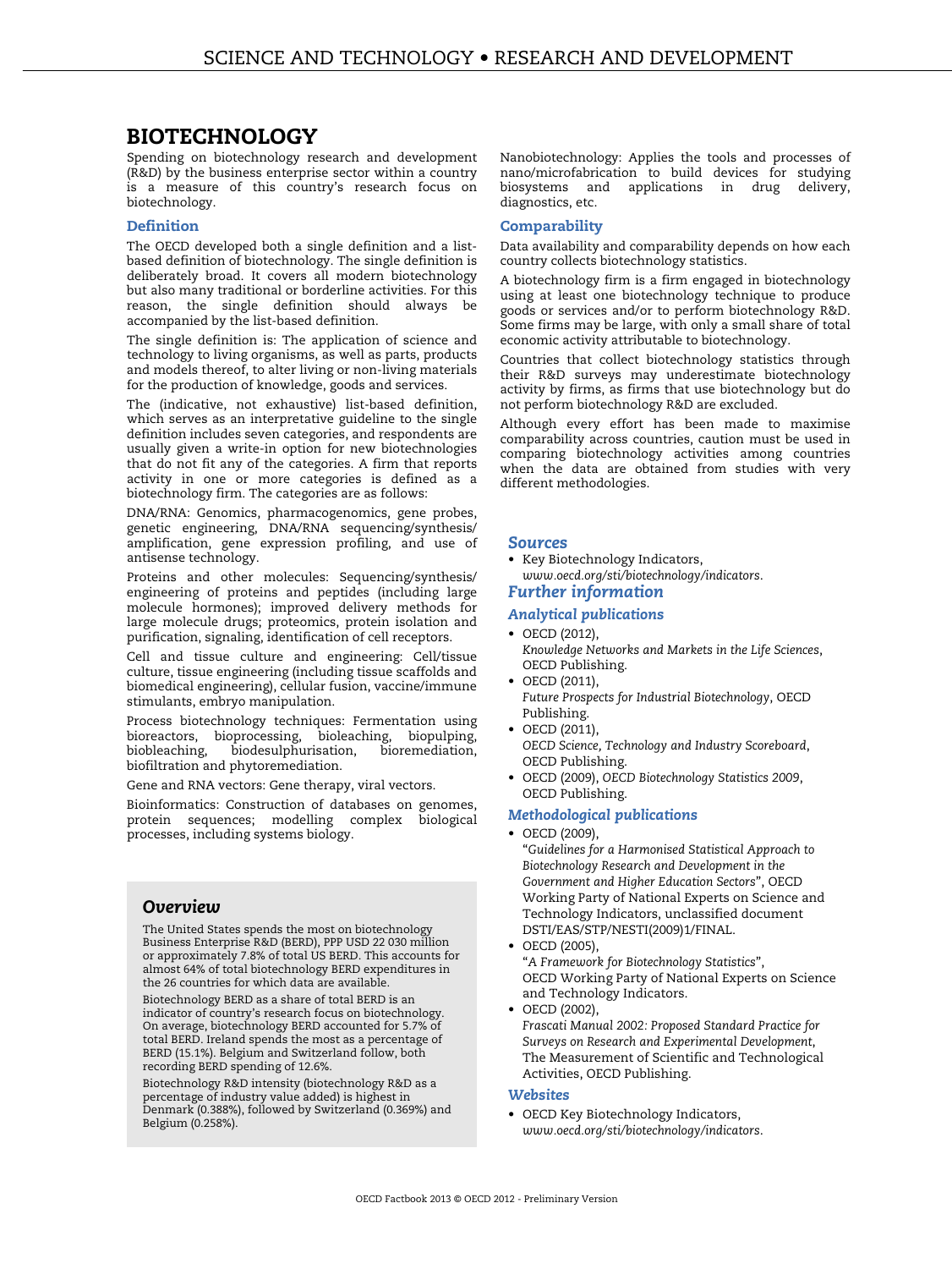# BIOTECHNOLOGY

Spending on biotechnology research and development (R&D) by the business enterprise sector within a country is a measure of this country's research focus on biotechnology.

## Definition

The OECD developed both a single definition and a list-based definition of biotechnology. The single definition is deliberately broad. It covers all modern biotechnology but also many traditional or borderline activities. For this reason, the single definition should always be accompanied by the list-based definition.

The single definition is: The application of science and technology to living organisms, as well as parts, products and models thereof, to alter living or non-living materials for the production of knowledge, goods and services.

The (indicative, not exhaustive) list-based definition, which serves as an interpretative guideline to the single definition includes seven categories, and respondents are usually given a write-in option for new biotechnologies that do not fit any of the categories. A firm that reports activity in one or more categories is defined as a biotechnology firm. The categories are as follows:

DNA/RNA: Genomics, pharmacogenomics, gene probes, genetic engineering, DNA/RNA sequencing/synthesis/amplification, gene expression profiling, and use of antisense technology.

Proteins and other molecules: Sequencing/synthesis/engineering of proteins and peptides (including large molecule hormones); improved delivery methods for large molecule drugs; proteomics, protein isolation and purification, signaling, identification of cell receptors.

Cell and tissue culture and engineering: Cell/tissue culture, tissue engineering (including tissue scaffolds and biomedical engineering), cellular fusion, vaccine/immune stimulants, embryo manipulation.

Process biotechnology techniques: Fermentation using bioreactors, bioprocessing, bioleaching, biopulping, biobleaching, biodesulphurisation, bioremediation, biofiltration and phytoremediation.

Gene and RNA vectors: Gene therapy, viral vectors.

Bioinformatics: Construction of databases on genomes, protein sequences; modelling complex biological processes, including systems biology.

Nanobiotechnology: Applies the tools and processes of nano/microfabrication to build devices for studying biosystems and applications in drug delivery, diagnostics, etc.

## Comparability

Data availability and comparability depends on how each country collects biotechnology statistics.

A biotechnology firm is a firm engaged in biotechnology using at least one biotechnology technique to produce goods or services and/or to perform biotechnology R&D. Some firms may be large, with only a small share of total economic activity attributable to biotechnology.

Countries that collect biotechnology statistics through their R&D surveys may underestimate biotechnology activity by firms, as firms that use biotechnology but do not perform biotechnology R&D are excluded.

Although every effort has been made to maximise comparability across countries, caution must be used in comparing biotechnology activities among countries when the data are obtained from studies with very different methodologies.

## *Overview*

The United States spends the most on biotechnology Business Enterprise R&D (BERD), PPP USD 22 030 million or approximately 7.8% of total US BERD. This accounts for almost 64% of total biotechnology BERD expenditures in the 26 countries for which data are available.

Biotechnology BERD as a share of total BERD is an indicator of country's research focus on biotechnology. On average, biotechnology BERD accounted for 5.7% of total BERD. Ireland spends the most as a percentage of BERD (15.1%). Belgium and Switzerland follow, both recording BERD spending of 12.6%.

Biotechnology R&D intensity (biotechnology R&D as a percentage of industry value added) is highest in Denmark (0.388%), followed by Switzerland (0.369%) and Belgium (0.258%).

## *Sources*

- Key Biotechnology Indicators, *www.oecd.org/sti/biotechnology/indicators*.

## *Further information*

### *Analytical publications*

- OECD (2012), *Knowledge Networks and Markets in the Life Sciences*, OECD Publishing.
- OECD (2011), *Future Prospects for Industrial Biotechnology*, OECD Publishing.
- OECD (2011), *OECD Science, Technology and Industry Scoreboard*, OECD Publishing.
- OECD (2009), *OECD Biotechnology Statistics 2009*, OECD Publishing.

### *Methodological publications*

- OECD (2009), "*Guidelines for a Harmonised Statistical Approach to Biotechnology Research and Development in the Government and Higher Education Sectors*", OECD Working Party of National Experts on Science and Technology Indicators, unclassified document DSTI/EAS/STP/NESTI(2009)1/FINAL.
- OECD (2005), "*A Framework for Biotechnology Statistics*", OECD Working Party of National Experts on Science and Technology Indicators.
- OECD (2002), *Frascati Manual 2002: Proposed Standard Practice for Surveys on Research and Experimental Development*, The Measurement of Scientific and Technological Activities, OECD Publishing.

### *Websites*

- OECD Key Biotechnology Indicators, *www.oecd.org/sti/biotechnology/indicators*.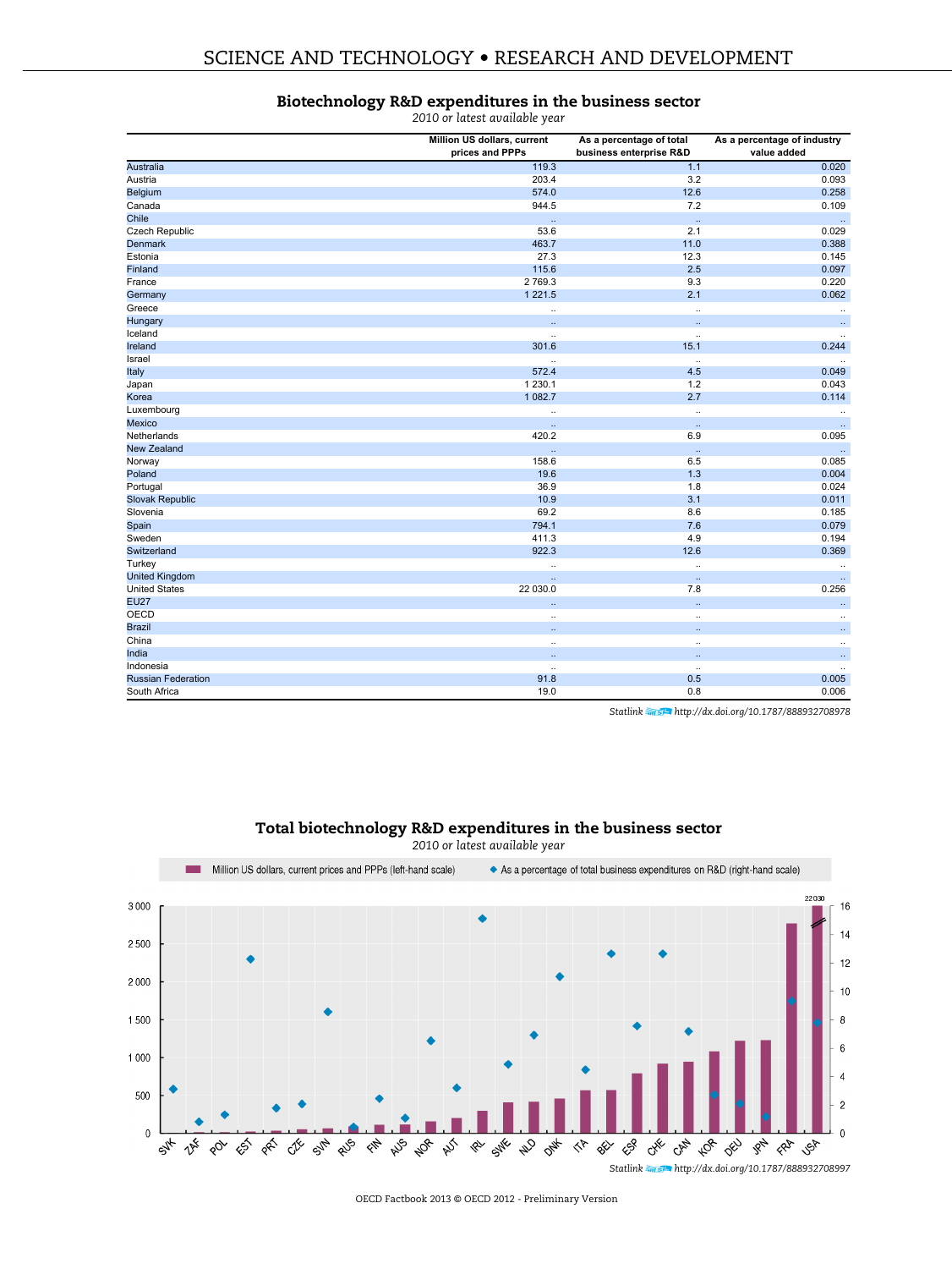## Biotechnology R&D expenditures in the business sector

*2010 or latest available year*

| | Million US dollars, current prices and PPPs | As a percentage of total business enterprise R&D | As a percentage of industry value added |
|---|---|---|---|
| Australia | 119.3 | 1.1 | 0.020 |
| Austria | 203.4 | 3.2 | 0.093 |
| Belgium | 574.0 | 12.6 | 0.258 |
| Canada | 944.5 | 7.2 | 0.109 |
| Chile | .. | .. | .. |
| Czech Republic | 53.6 | 2.1 | 0.029 |
| Denmark | 463.7 | 11.0 | 0.388 |
| Estonia | 27.3 | 12.3 | 0.145 |
| Finland | 115.6 | 2.5 | 0.097 |
| France | 2 769.3 | 9.3 | 0.220 |
| Germany | 1 221.5 | 2.1 | 0.062 |
| Greece | .. | .. | .. |
| Hungary | .. | .. | .. |
| Iceland | .. | .. | .. |
| Ireland | 301.6 | 15.1 | 0.244 |
| Israel | .. | .. | .. |
| Italy | 572.4 | 4.5 | 0.049 |
| Japan | 1 230.1 | 1.2 | 0.043 |
| Korea | 1 082.7 | 2.7 | 0.114 |
| Luxembourg | .. | .. | .. |
| Mexico | .. | .. | .. |
| Netherlands | 420.2 | 6.9 | 0.095 |
| New Zealand | .. | .. | .. |
| Norway | 158.6 | 6.5 | 0.085 |
| Poland | 19.6 | 1.3 | 0.004 |
| Portugal | 36.9 | 1.8 | 0.024 |
| Slovak Republic | 10.9 | 3.1 | 0.011 |
| Slovenia | 69.2 | 8.6 | 0.185 |
| Spain | 794.1 | 7.6 | 0.079 |
| Sweden | 411.3 | 4.9 | 0.194 |
| Switzerland | 922.3 | 12.6 | 0.369 |
| Turkey | .. | .. | .. |
| United Kingdom | .. | .. | .. |
| United States | 22 030.0 | 7.8 | 0.256 |
| EU27 | .. | .. | .. |
| OECD | .. | .. | .. |
| Brazil | .. | .. | .. |
| China | .. | .. | .. |
| India | .. | .. | .. |
| Indonesia | .. | .. | .. |
| Russian Federation | 91.8 | 0.5 | 0.005 |
| South Africa | 19.0 | 0.8 | 0.006 |

*Statlink* http://dx.doi.org/10.1787/888932708978

## Total biotechnology R&D expenditures in the business sector

*2010 or latest available year*

*Statlink* http://dx.doi.org/10.1787/888932708997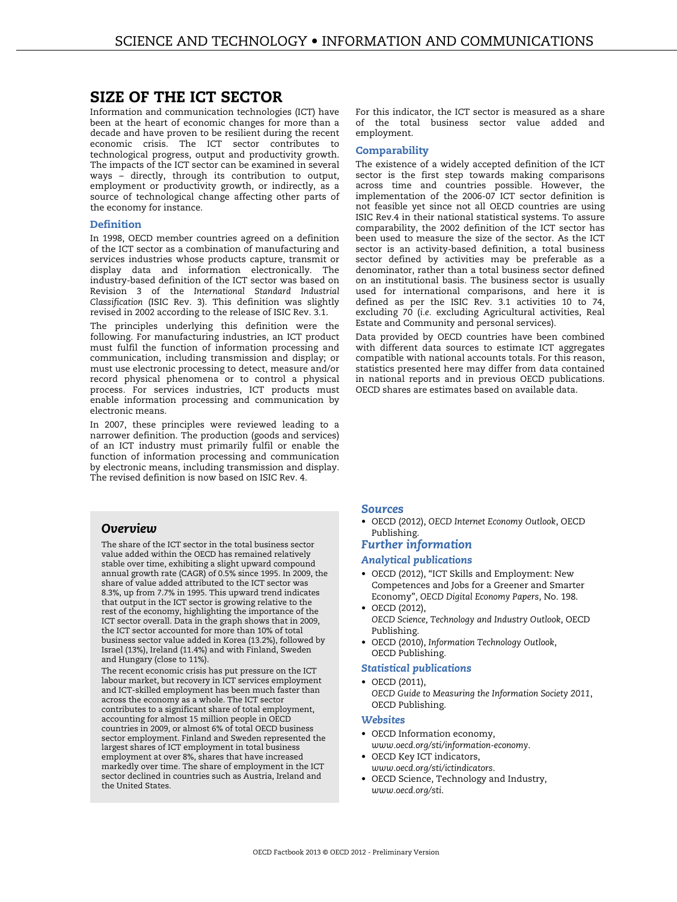# SIZE OF THE ICT SECTOR

Information and communication technologies (ICT) have been at the heart of economic changes for more than a decade and have proven to be resilient during the recent economic crisis. The ICT sector contributes to technological progress, output and productivity growth. The impacts of the ICT sector can be examined in several ways – directly, through its contribution to output, employment or productivity growth, or indirectly, as a source of technological change affecting other parts of the economy for instance.

## Definition

In 1998, OECD member countries agreed on a definition of the ICT sector as a combination of manufacturing and services industries whose products capture, transmit or display data and information electronically. The industry-based definition of the ICT sector was based on Revision 3 of the *International Standard Industrial Classification* (ISIC Rev. 3). This definition was slightly revised in 2002 according to the release of ISIC Rev. 3.1.

The principles underlying this definition were the following. For manufacturing industries, an ICT product must fulfil the function of information processing and communication, including transmission and display; or must use electronic processing to detect, measure and/or record physical phenomena or to control a physical process. For services industries, ICT products must enable information processing and communication by electronic means.

In 2007, these principles were reviewed leading to a narrower definition. The production (goods and services) of an ICT industry must primarily fulfil or enable the function of information processing and communication by electronic means, including transmission and display. The revised definition is now based on ISIC Rev. 4.

For this indicator, the ICT sector is measured as a share of the total business sector value added and employment.

## Comparability

The existence of a widely accepted definition of the ICT sector is the first step towards making comparisons across time and countries possible. However, the implementation of the 2006-07 ICT sector definition is not feasible yet since not all OECD countries are using ISIC Rev.4 in their national statistical systems. To assure comparability, the 2002 definition of the ICT sector has been used to measure the size of the sector. As the ICT sector is an activity-based definition, a total business sector defined by activities may be preferable as a denominator, rather than a total business sector defined on an institutional basis. The business sector is usually used for international comparisons, and here it is defined as per the ISIC Rev. 3.1 activities 10 to 74, excluding 70 (*i.e.* excluding Agricultural activities, Real Estate and Community and personal services).

Data provided by OECD countries have been combined with different data sources to estimate ICT aggregates compatible with national accounts totals. For this reason, statistics presented here may differ from data contained in national reports and in previous OECD publications. OECD shares are estimates based on available data.

## *Overview*

The share of the ICT sector in the total business sector value added within the OECD has remained relatively stable over time, exhibiting a slight upward compound annual growth rate (CAGR) of 0.5% since 1995. In 2009, the share of value added attributed to the ICT sector was 8.3%, up from 7.7% in 1995. This upward trend indicates that output in the ICT sector is growing relative to the rest of the economy, highlighting the importance of the ICT sector overall. Data in the graph shows that in 2009, the ICT sector accounted for more than 10% of total business sector value added in Korea (13.2%), followed by Israel (13%), Ireland (11.4%) and with Finland, Sweden and Hungary (close to 11%).

The recent economic crisis has put pressure on the ICT labour market, but recovery in ICT services employment and ICT-skilled employment has been much faster than across the economy as a whole. The ICT sector contributes to a significant share of total employment, accounting for almost 15 million people in OECD countries in 2009, or almost 6% of total OECD business sector employment. Finland and Sweden represented the largest shares of ICT employment in total business employment at over 8%, shares that have increased markedly over time. The share of employment in the ICT sector declined in countries such as Austria, Ireland and the United States.

## *Sources*

- OECD (2012), *OECD Internet Economy Outlook*, OECD Publishing.

## *Further information*

### *Analytical publications*

- OECD (2012), "ICT Skills and Employment: New Competences and Jobs for a Greener and Smarter Economy", *OECD Digital Economy Papers*, No. 198.
- OECD (2012), *OECD Science, Technology and Industry Outlook*, OECD Publishing.
- OECD (2010), *Information Technology Outlook*, OECD Publishing.

### *Statistical publications*

- OECD (2011), *OECD Guide to Measuring the Information Society 2011*, OECD Publishing.

### *Websites*

- OECD Information economy, *www.oecd.org/sti/information-economy*.
- OECD Key ICT indicators, *www.oecd.org/sti/ictindicators*.
- OECD Science, Technology and Industry, *www.oecd.org/sti*.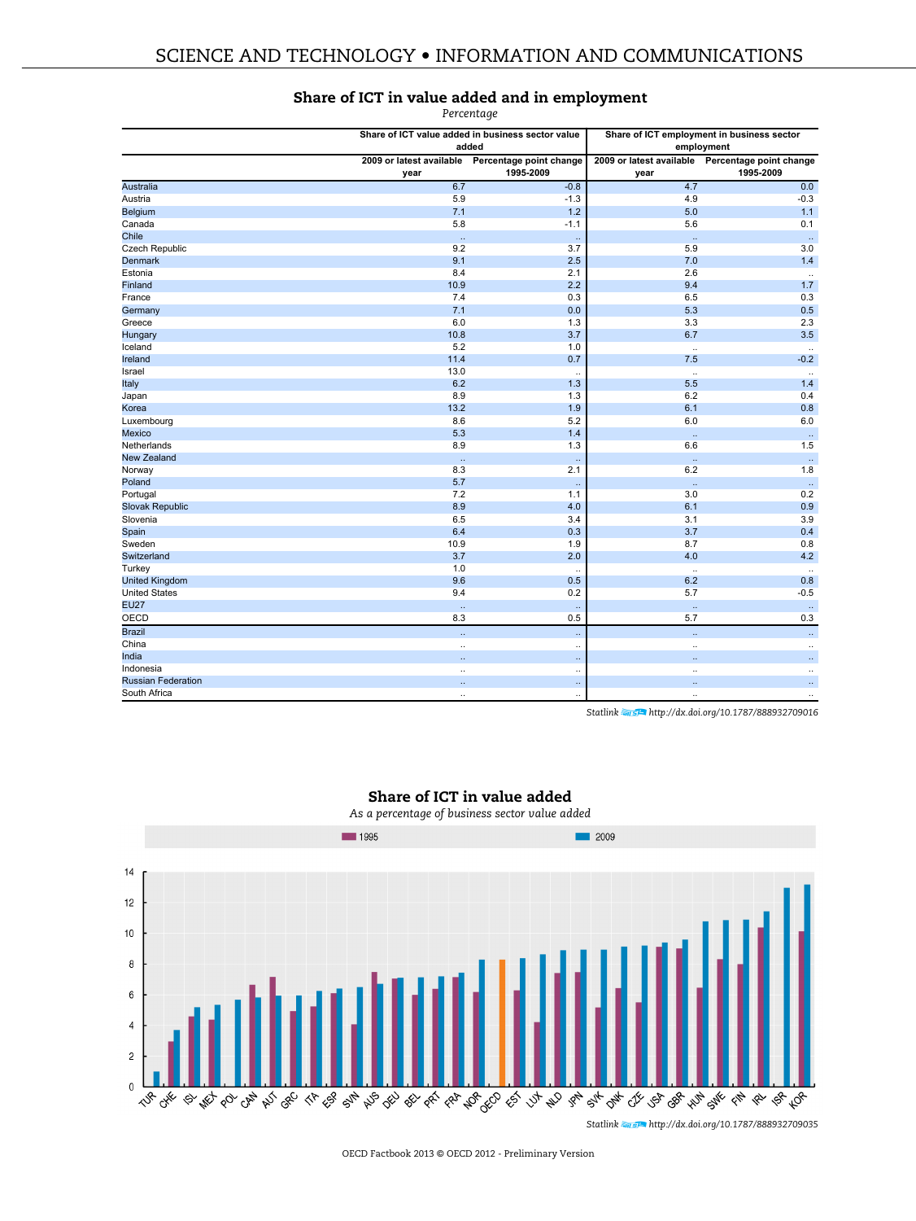## Share of ICT in value added and in employment

*Percentage*

| | Share of ICT value added in business sector value added | | Share of ICT employment in business sector employment | |
|---|---|---|---|---|
| | 2009 or latest available year | Percentage point change 1995-2009 | 2009 or latest available year | Percentage point change 1995-2009 |
| Australia | 6.7 | -0.8 | 4.7 | 0.0 |
| Austria | 5.9 | -1.3 | 4.9 | -0.3 |
| Belgium | 7.1 | 1.2 | 5.0 | 1.1 |
| Canada | 5.8 | -1.1 | 5.6 | 0.1 |
| Chile | .. | .. | .. | .. |
| Czech Republic | 9.2 | 3.7 | 5.9 | 3.0 |
| Denmark | 9.1 | 2.5 | 7.0 | 1.4 |
| Estonia | 8.4 | 2.1 | 2.6 | .. |
| Finland | 10.9 | 2.2 | 9.4 | 1.7 |
| France | 7.4 | 0.3 | 6.5 | 0.3 |
| Germany | 7.1 | 0.0 | 5.3 | 0.5 |
| Greece | 6.0 | 1.3 | 3.3 | 2.3 |
| Hungary | 10.8 | 3.7 | 6.7 | 3.5 |
| Iceland | 5.2 | 1.0 | .. | .. |
| Ireland | 11.4 | 0.7 | 7.5 | -0.2 |
| Israel | 13.0 | .. | .. | .. |
| Italy | 6.2 | 1.3 | 5.5 | 1.4 |
| Japan | 8.9 | 1.3 | 6.2 | 0.4 |
| Korea | 13.2 | 1.9 | 6.1 | 0.8 |
| Luxembourg | 8.6 | 5.2 | 6.0 | 6.0 |
| Mexico | 5.3 | 1.4 | .. | .. |
| Netherlands | 8.9 | 1.3 | 6.6 | 1.5 |
| New Zealand | .. | .. | .. | .. |
| Norway | 8.3 | 2.1 | 6.2 | 1.8 |
| Poland | 5.7 | .. | .. | .. |
| Portugal | 7.2 | 1.1 | 3.0 | 0.2 |
| Slovak Republic | 8.9 | 4.0 | 6.1 | 0.9 |
| Slovenia | 6.5 | 3.4 | 3.1 | 3.9 |
| Spain | 6.4 | 0.3 | 3.7 | 0.4 |
| Sweden | 10.9 | 1.9 | 8.7 | 0.8 |
| Switzerland | 3.7 | 2.0 | 4.0 | 4.2 |
| Turkey | 1.0 | .. | .. | .. |
| United Kingdom | 9.6 | 0.5 | 6.2 | 0.8 |
| United States | 9.4 | 0.2 | 5.7 | -0.5 |
| EU27 | .. | .. | .. | .. |
| OECD | 8.3 | 0.5 | 5.7 | 0.3 |
| Brazil | .. | .. | .. | .. |
| China | .. | .. | .. | .. |
| India | .. | .. | .. | .. |
| Indonesia | .. | .. | .. | .. |
| Russian Federation | .. | .. | .. | .. |
| South Africa | .. | .. | .. | .. |

Statlink http://dx.doi.org/10.1787/888932709016

## Share of ICT in value added

*As a percentage of business sector value added*

Statlink http://dx.doi.org/10.1787/888932709035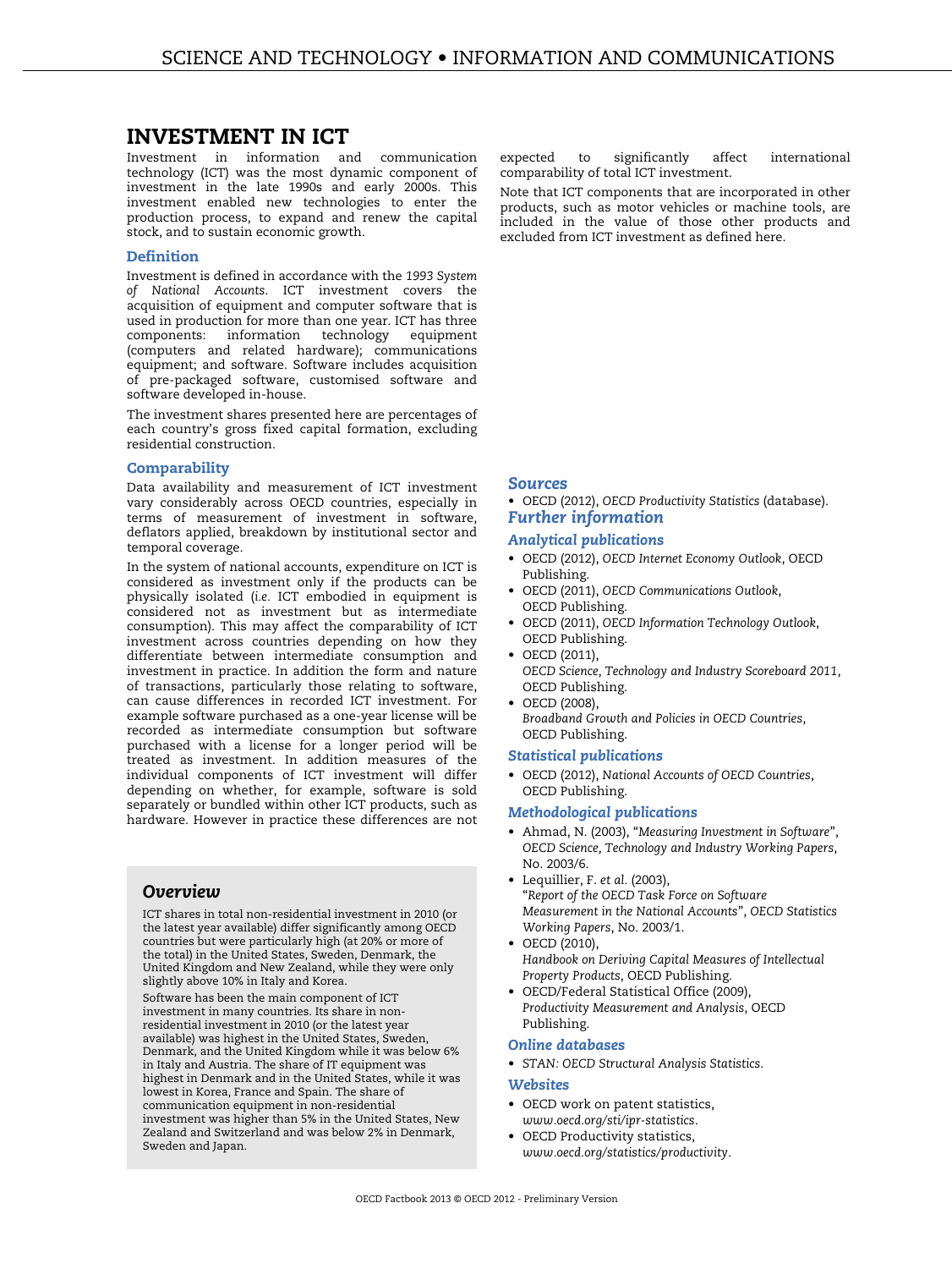# INVESTMENT IN ICT

Investment in information and communication technology (ICT) was the most dynamic component of investment in the late 1990s and early 2000s. This investment enabled new technologies to enter the production process, to expand and renew the capital stock, and to sustain economic growth.

### Definition

Investment is defined in accordance with the *1993 System of National Accounts*. ICT investment covers the acquisition of equipment and computer software that is used in production for more than one year. ICT has three components: information technology equipment (computers and related hardware); communications equipment; and software. Software includes acquisition of pre-packaged software, customised software and software developed in-house.

The investment shares presented here are percentages of each country's gross fixed capital formation, excluding residential construction.

### Comparability

Data availability and measurement of ICT investment vary considerably across OECD countries, especially in terms of measurement of investment in software, deflators applied, breakdown by institutional sector and temporal coverage.

In the system of national accounts, expenditure on ICT is considered as investment only if the products can be physically isolated (*i.e.* ICT embodied in equipment is considered not as investment but as intermediate consumption). This may affect the comparability of ICT investment across countries depending on how they differentiate between intermediate consumption and investment in practice. In addition the form and nature of transactions, particularly those relating to software, can cause differences in recorded ICT investment. For example software purchased as a one-year license will be recorded as intermediate consumption but software purchased with a license for a longer period will be treated as investment. In addition measures of the individual components of ICT investment will differ depending on whether, for example, software is sold separately or bundled within other ICT products, such as hardware. However in practice these differences are not expected to significantly affect international comparability of total ICT investment.

Note that ICT components that are incorporated in other products, such as motor vehicles or machine tools, are included in the value of those other products and excluded from ICT investment as defined here.

### *Overview*

ICT shares in total non-residential investment in 2010 (or the latest year available) differ significantly among OECD countries but were particularly high (at 20% or more of the total) in the United States, Sweden, Denmark, the United Kingdom and New Zealand, while they were only slightly above 10% in Italy and Korea.

Software has been the main component of ICT investment in many countries. Its share in non-residential investment in 2010 (or the latest year available) was highest in the United States, Sweden, Denmark, and the United Kingdom while it was below 6% in Italy and Austria. The share of IT equipment was highest in Denmark and in the United States, while it was lowest in Korea, France and Spain. The share of communication equipment in non-residential investment was higher than 5% in the United States, New Zealand and Switzerland and was below 2% in Denmark, Sweden and Japan.

### *Sources*

- OECD (2012), *OECD Productivity Statistics* (database).

### *Further information*

#### *Analytical publications*

- OECD (2012), *OECD Internet Economy Outlook*, OECD Publishing.
- OECD (2011), *OECD Communications Outlook*, OECD Publishing.
- OECD (2011), *OECD Information Technology Outlook*, OECD Publishing.
- OECD (2011), *OECD Science, Technology and Industry Scoreboard 2011*, OECD Publishing.
- OECD (2008), *Broadband Growth and Policies in OECD Countries*, OECD Publishing.

#### *Statistical publications*

- OECD (2012), *National Accounts of OECD Countries*, OECD Publishing.

#### *Methodological publications*

- Ahmad, N. (2003), "*Measuring Investment in Software*", *OECD Science, Technology and Industry Working Papers*, No. 2003/6.
- Lequillier, F. *et al.* (2003), "*Report of the OECD Task Force on Software Measurement in the National Accounts*", *OECD Statistics Working Papers*, No. 2003/1.
- OECD (2010), *Handbook on Deriving Capital Measures of Intellectual Property Products*, OECD Publishing.
- OECD/Federal Statistical Office (2009), *Productivity Measurement and Analysis*, OECD Publishing.

#### *Online databases*

- *STAN: OECD Structural Analysis Statistics*.

#### *Websites*

- OECD work on patent statistics, *www.oecd.org/sti/ipr-statistics*.
- OECD Productivity statistics, *www.oecd.org/statistics/productivity*.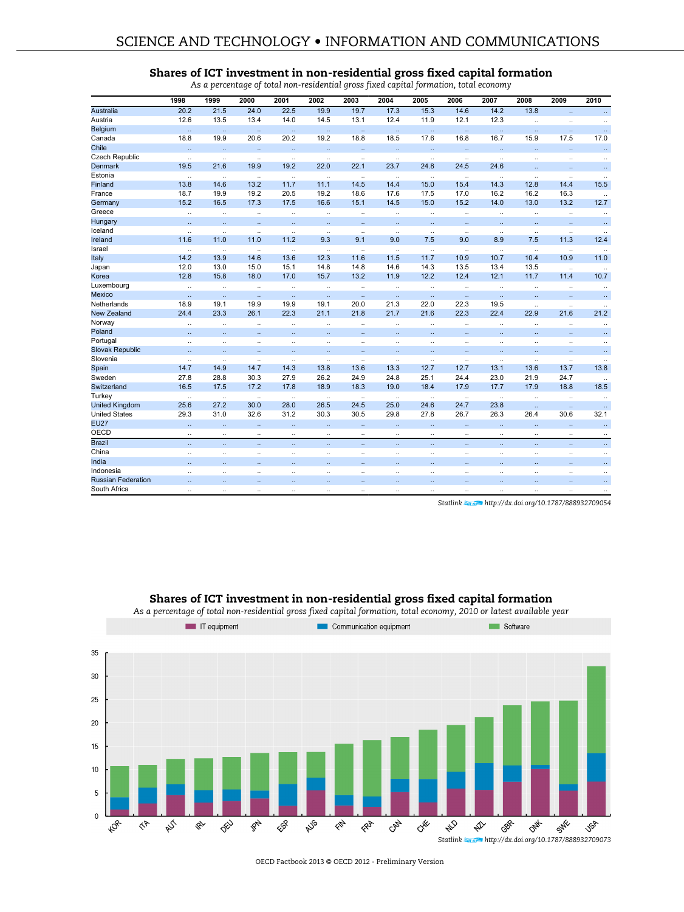## Shares of ICT investment in non-residential gross fixed capital formation

*As a percentage of total non-residential gross fixed capital formation, total economy*

| | 1998 | 1999 | 2000 | 2001 | 2002 | 2003 | 2004 | 2005 | 2006 | 2007 | 2008 | 2009 | 2010 |
|---|---|---|---|---|---|---|---|---|---|---|---|---|---|
| Australia | 20.2 | 21.5 | 24.0 | 22.5 | 19.9 | 19.7 | 17.3 | 15.3 | 14.6 | 14.2 | 13.8 | .. | .. |
| Austria | 12.6 | 13.5 | 13.4 | 14.0 | 14.5 | 13.1 | 12.4 | 11.9 | 12.1 | 12.3 | .. | .. | .. |
| Belgium | .. | .. | .. | .. | .. | .. | .. | .. | .. | .. | .. | .. | .. |
| Canada | 18.8 | 19.9 | 20.6 | 20.2 | 19.2 | 18.8 | 18.5 | 17.6 | 16.8 | 16.7 | 15.9 | 17.5 | 17.0 |
| Chile | .. | .. | .. | .. | .. | .. | .. | .. | .. | .. | .. | .. | .. |
| Czech Republic | .. | .. | .. | .. | .. | .. | .. | .. | .. | .. | .. | .. | .. |
| Denmark | 19.5 | 21.6 | 19.9 | 19.2 | 22.0 | 22.1 | 23.7 | 24.8 | 24.5 | 24.6 | .. | .. | .. |
| Estonia | .. | .. | .. | .. | .. | .. | .. | .. | .. | .. | .. | .. | .. |
| Finland | 13.8 | 14.6 | 13.2 | 11.7 | 11.1 | 14.5 | 14.4 | 15.0 | 15.4 | 14.3 | 12.8 | 14.4 | 15.5 |
| France | 18.7 | 19.9 | 19.2 | 20.5 | 19.2 | 18.6 | 17.6 | 17.5 | 17.0 | 16.2 | 16.2 | 16.3 | .. |
| Germany | 15.2 | 16.5 | 17.3 | 17.5 | 16.6 | 15.1 | 14.5 | 15.0 | 15.2 | 14.0 | 13.0 | 13.2 | 12.7 |
| Greece | .. | .. | .. | .. | .. | .. | .. | .. | .. | .. | .. | .. | .. |
| Hungary | .. | .. | .. | .. | .. | .. | .. | .. | .. | .. | .. | .. | .. |
| Iceland | .. | .. | .. | .. | .. | .. | .. | .. | .. | .. | .. | .. | .. |
| Ireland | 11.6 | 11.0 | 11.0 | 11.2 | 9.3 | 9.1 | 9.0 | 7.5 | 9.0 | 8.9 | 7.5 | 11.3 | 12.4 |
| Israel | .. | .. | .. | .. | .. | .. | .. | .. | .. | .. | .. | .. | .. |
| Italy | 14.2 | 13.9 | 14.6 | 13.6 | 12.3 | 11.6 | 11.5 | 11.7 | 10.9 | 10.7 | 10.4 | 10.9 | 11.0 |
| Japan | 12.0 | 13.0 | 15.0 | 15.1 | 14.8 | 14.8 | 14.6 | 14.3 | 13.5 | 13.4 | 13.5 | .. | .. |
| Korea | 12.8 | 15.8 | 18.0 | 17.0 | 15.7 | 13.2 | 11.9 | 12.2 | 12.4 | 12.1 | 11.7 | 11.4 | 10.7 |
| Luxembourg | .. | .. | .. | .. | .. | .. | .. | .. | .. | .. | .. | .. | .. |
| Mexico | .. | .. | .. | .. | .. | .. | .. | .. | .. | .. | .. | .. | .. |
| Netherlands | 18.9 | 19.1 | 19.9 | 19.9 | 19.1 | 20.0 | 21.3 | 22.0 | 22.3 | 19.5 | .. | .. | .. |
| New Zealand | 24.4 | 23.3 | 26.1 | 22.3 | 21.1 | 21.8 | 21.7 | 21.6 | 22.3 | 22.4 | 22.9 | 21.6 | 21.2 |
| Norway | .. | .. | .. | .. | .. | .. | .. | .. | .. | .. | .. | .. | .. |
| Poland | .. | .. | .. | .. | .. | .. | .. | .. | .. | .. | .. | .. | .. |
| Portugal | .. | .. | .. | .. | .. | .. | .. | .. | .. | .. | .. | .. | .. |
| Slovak Republic | .. | .. | .. | .. | .. | .. | .. | .. | .. | .. | .. | .. | .. |
| Slovenia | .. | .. | .. | .. | .. | .. | .. | .. | .. | .. | .. | .. | .. |
| Spain | 14.7 | 14.9 | 14.7 | 14.3 | 13.8 | 13.6 | 13.3 | 12.7 | 12.7 | 13.1 | 13.6 | 13.7 | 13.8 |
| Sweden | 27.8 | 28.8 | 30.3 | 27.9 | 26.2 | 24.9 | 24.8 | 25.1 | 24.4 | 23.0 | 21.9 | 24.7 | .. |
| Switzerland | 16.5 | 17.5 | 17.2 | 17.8 | 18.9 | 18.3 | 19.0 | 18.4 | 17.9 | 17.7 | 17.9 | 18.8 | 18.5 |
| Turkey | .. | .. | .. | .. | .. | .. | .. | .. | .. | .. | .. | .. | .. |
| United Kingdom | 25.6 | 27.2 | 30.0 | 28.0 | 26.5 | 24.5 | 25.0 | 24.6 | 24.7 | 23.8 | .. | .. | .. |
| United States | 29.3 | 31.0 | 32.6 | 31.2 | 30.3 | 30.5 | 29.8 | 27.8 | 26.7 | 26.3 | 26.4 | 30.6 | 32.1 |
| EU27 | .. | .. | .. | .. | .. | .. | .. | .. | .. | .. | .. | .. | .. |
| OECD | .. | .. | .. | .. | .. | .. | .. | .. | .. | .. | .. | .. | .. |
| Brazil | .. | .. | .. | .. | .. | .. | .. | .. | .. | .. | .. | .. | .. |
| China | .. | .. | .. | .. | .. | .. | .. | .. | .. | .. | .. | .. | .. |
| India | .. | .. | .. | .. | .. | .. | .. | .. | .. | .. | .. | .. | .. |
| Indonesia | .. | .. | .. | .. | .. | .. | .. | .. | .. | .. | .. | .. | .. |
| Russian Federation | .. | .. | .. | .. | .. | .. | .. | .. | .. | .. | .. | .. | .. |
| South Africa | .. | .. | .. | .. | .. | .. | .. | .. | .. | .. | .. | .. | .. |

Statlink http://dx.doi.org/10.1787/888932709054

## Shares of ICT investment in non-residential gross fixed capital formation

*As a percentage of total non-residential gross fixed capital formation, total economy, 2010 or latest available year*

Statlink http://dx.doi.org/10.1787/888932709073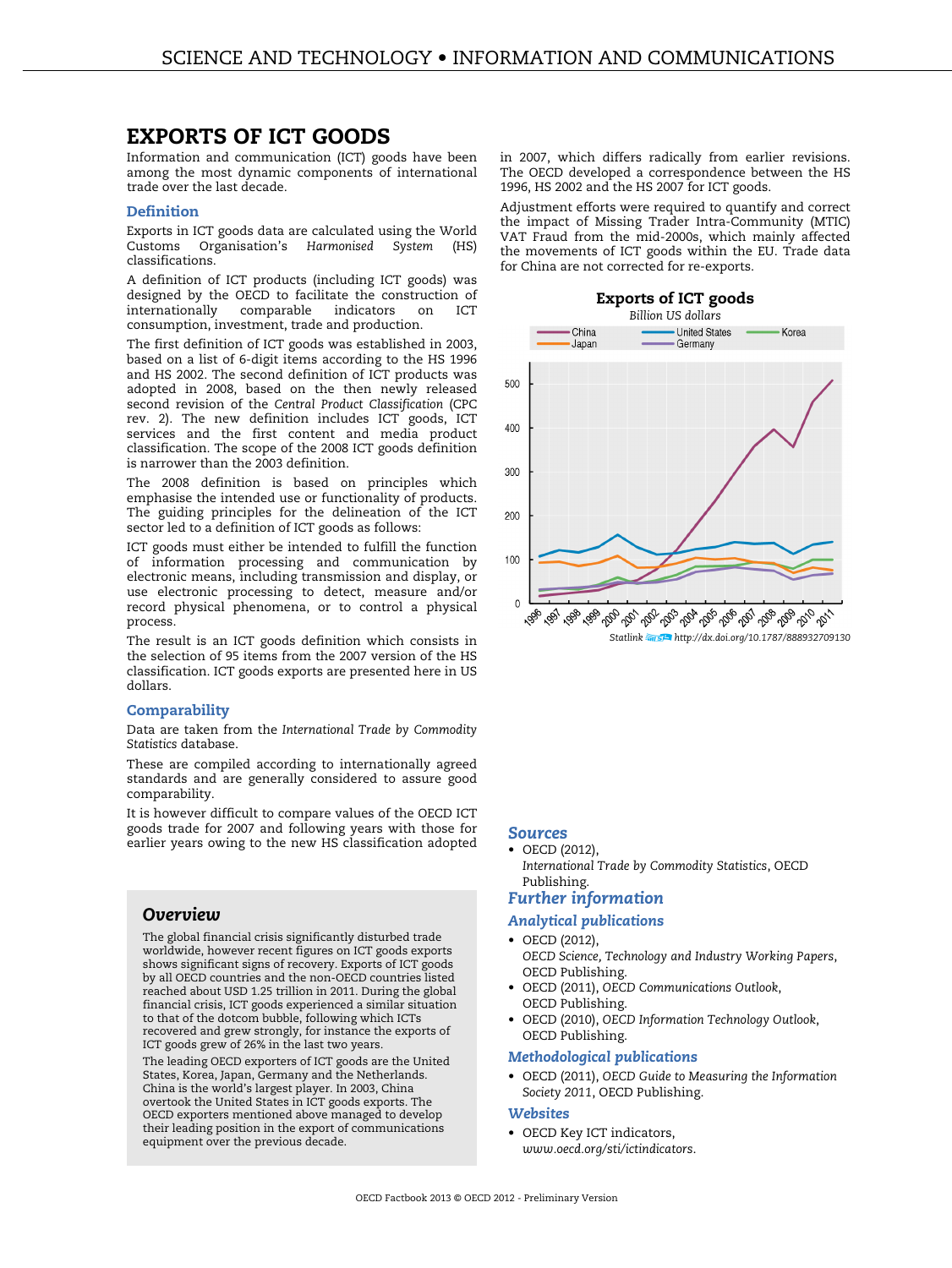# EXPORTS OF ICT GOODS

Information and communication (ICT) goods have been among the most dynamic components of international trade over the last decade.

## Definition

Exports in ICT goods data are calculated using the World Customs Organisation's *Harmonised System* (HS) classifications.

A definition of ICT products (including ICT goods) was designed by the OECD to facilitate the construction of internationally comparable indicators on ICT consumption, investment, trade and production.

The first definition of ICT goods was established in 2003, based on a list of 6-digit items according to the HS 1996 and HS 2002. The second definition of ICT products was adopted in 2008, based on the then newly released second revision of the *Central Product Classification* (CPC rev. 2). The new definition includes ICT goods, ICT services and the first content and media product classification. The scope of the 2008 ICT goods definition is narrower than the 2003 definition.

The 2008 definition is based on principles which emphasise the intended use or functionality of products. The guiding principles for the delineation of the ICT sector led to a definition of ICT goods as follows:

ICT goods must either be intended to fulfill the function of information processing and communication by electronic means, including transmission and display, or use electronic processing to detect, measure and/or record physical phenomena, or to control a physical process.

The result is an ICT goods definition which consists in the selection of 95 items from the 2007 version of the HS classification. ICT goods exports are presented here in US dollars.

## Comparability

Data are taken from the *International Trade by Commodity Statistics* database.

These are compiled according to internationally agreed standards and are generally considered to assure good comparability.

It is however difficult to compare values of the OECD ICT goods trade for 2007 and following years with those for earlier years owing to the new HS classification adopted in 2007, which differs radically from earlier revisions. The OECD developed a correspondence between the HS 1996, HS 2002 and the HS 2007 for ICT goods.

Adjustment efforts were required to quantify and correct the impact of Missing Trader Intra-Community (MTIC) VAT Fraud from the mid-2000s, which mainly affected the movements of ICT goods within the EU. Trade data for China are not corrected for re-exports.

## Overview

The global financial crisis significantly disturbed trade worldwide, however recent figures on ICT goods exports shows significant signs of recovery. Exports of ICT goods by all OECD countries and the non-OECD countries listed reached about USD 1.25 trillion in 2011. During the global financial crisis, ICT goods experienced a similar situation to that of the dotcom bubble, following which ICTs recovered and grew strongly, for instance the exports of ICT goods grew of 26% in the last two years.

The leading OECD exporters of ICT goods are the United States, Korea, Japan, Germany and the Netherlands. China is the world's largest player. In 2003, China overtook the United States in ICT goods exports. The OECD exporters mentioned above managed to develop their leading position in the export of communications equipment over the previous decade.

**Exports of ICT goods**

*Billion US dollars*

Statlink http://dx.doi.org/10.1787/888932709130

## Sources

- OECD (2012), *International Trade by Commodity Statistics*, OECD Publishing.

## Further information

### Analytical publications

- OECD (2012), *OECD Science, Technology and Industry Working Papers*, OECD Publishing.
- OECD (2011), *OECD Communications Outlook*, OECD Publishing.
- OECD (2010), *OECD Information Technology Outlook*, OECD Publishing.

### Methodological publications

- OECD (2011), *OECD Guide to Measuring the Information Society 2011*, OECD Publishing.

### Websites

- OECD Key ICT indicators, *www.oecd.org/sti/ictindicators*.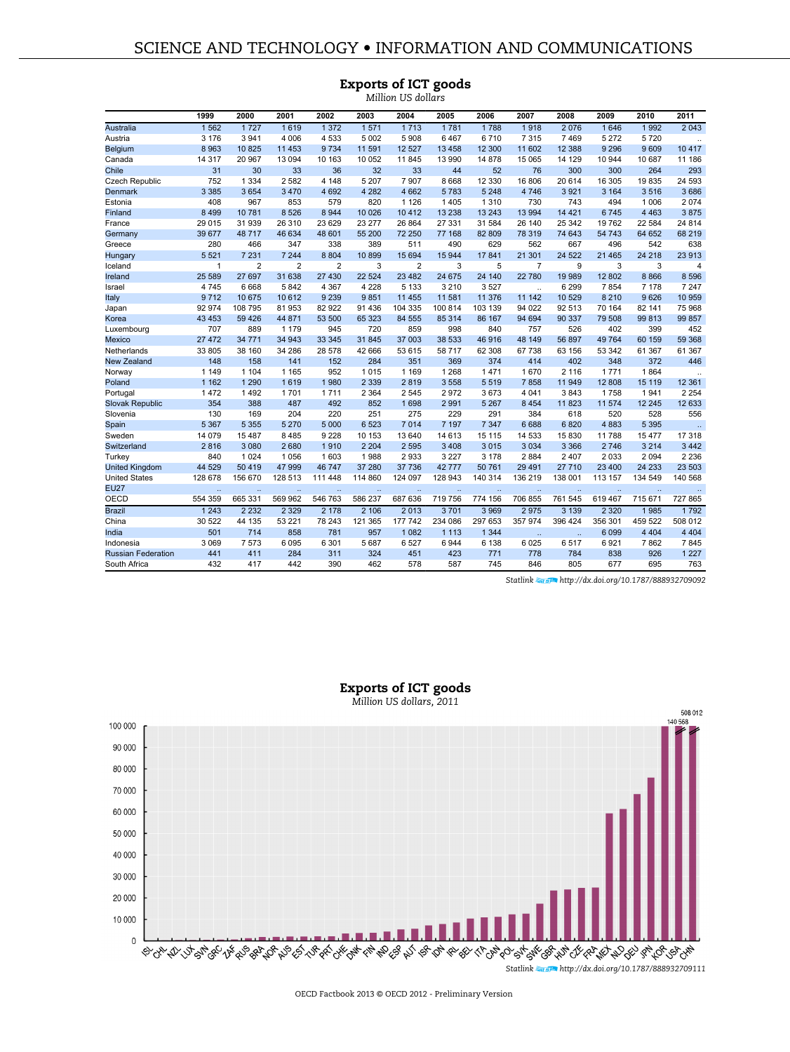## Exports of ICT goods

*Million US dollars*

| | 1999 | 2000 | 2001 | 2002 | 2003 | 2004 | 2005 | 2006 | 2007 | 2008 | 2009 | 2010 | 2011 |
|---|---|---|---|---|---|---|---|---|---|---|---|---|---|
| Australia | 1 562 | 1 727 | 1 619 | 1 372 | 1 571 | 1 713 | 1 781 | 1 788 | 1 918 | 2 076 | 1 646 | 1 992 | 2 043 |
| Austria | 3 176 | 3 941 | 4 006 | 4 533 | 5 002 | 5 908 | 6 467 | 6 710 | 7 315 | 7 469 | 5 272 | 5 720 | .. |
| Belgium | 8 963 | 10 825 | 11 453 | 9 734 | 11 591 | 12 527 | 13 458 | 12 300 | 11 602 | 12 388 | 9 296 | 9 609 | 10 417 |
| Canada | 14 317 | 20 967 | 13 094 | 10 163 | 10 052 | 11 845 | 13 990 | 14 878 | 15 065 | 14 129 | 10 944 | 10 687 | 11 186 |
| Chile | 31 | 30 | 33 | 36 | 32 | 33 | 44 | 52 | 76 | 300 | 300 | 264 | 293 |
| Czech Republic | 752 | 1 334 | 2 582 | 4 148 | 5 207 | 7 907 | 8 668 | 12 330 | 16 806 | 20 614 | 16 305 | 19 835 | 24 593 |
| Denmark | 3 385 | 3 654 | 3 470 | 4 692 | 4 282 | 4 662 | 5 783 | 5 248 | 4 746 | 3 921 | 3 164 | 3 516 | 3 686 |
| Estonia | 408 | 967 | 853 | 579 | 820 | 1 126 | 1 405 | 1 310 | 730 | 743 | 494 | 1 006 | 2 074 |
| Finland | 8 499 | 10 781 | 8 526 | 8 944 | 10 026 | 10 412 | 13 238 | 13 243 | 13 994 | 14 421 | 6 745 | 4 463 | 3 875 |
| France | 29 015 | 31 939 | 26 310 | 23 629 | 23 277 | 26 864 | 27 331 | 31 584 | 26 140 | 25 342 | 19 762 | 22 584 | 24 814 |
| Germany | 39 677 | 48 717 | 46 634 | 48 601 | 55 200 | 72 250 | 77 168 | 82 809 | 78 319 | 74 643 | 54 743 | 64 652 | 68 219 |
| Greece | 280 | 466 | 347 | 338 | 389 | 511 | 490 | 629 | 562 | 667 | 496 | 542 | 638 |
| Hungary | 5 521 | 7 231 | 7 244 | 8 804 | 10 899 | 15 694 | 15 944 | 17 841 | 21 301 | 24 522 | 21 465 | 24 218 | 23 913 |
| Iceland | 1 | 2 | 2 | 2 | 3 | 2 | 3 | 5 | 7 | 9 | 3 | 3 | 4 |
| Ireland | 25 589 | 27 697 | 31 638 | 27 430 | 22 524 | 23 482 | 24 675 | 24 140 | 22 780 | 19 989 | 12 802 | 8 866 | 8 596 |
| Israel | 4 745 | 6 668 | 5 842 | 4 367 | 4 228 | 5 133 | 3 210 | 3 527 | .. | 6 299 | 7 854 | 7 178 | 7 247 |
| Italy | 9 712 | 10 675 | 10 612 | 9 239 | 9 851 | 11 455 | 11 581 | 11 376 | 11 142 | 10 529 | 8 210 | 9 626 | 10 959 |
| Japan | 92 974 | 108 795 | 81 953 | 82 922 | 91 436 | 104 335 | 100 814 | 103 139 | 94 022 | 92 513 | 70 164 | 82 141 | 75 968 |
| Korea | 43 453 | 59 426 | 44 871 | 53 500 | 65 323 | 84 555 | 85 314 | 86 167 | 94 694 | 90 337 | 79 508 | 99 813 | 99 857 |
| Luxembourg | 707 | 889 | 1 179 | 945 | 720 | 859 | 998 | 840 | 757 | 526 | 402 | 399 | 452 |
| Mexico | 27 472 | 34 771 | 34 943 | 33 345 | 31 845 | 37 003 | 38 533 | 46 916 | 48 149 | 56 897 | 49 764 | 60 159 | 59 368 |
| Netherlands | 33 805 | 38 160 | 34 286 | 28 578 | 42 666 | 53 615 | 58 717 | 62 308 | 67 738 | 63 156 | 53 342 | 61 367 | 61 367 |
| New Zealand | 148 | 158 | 141 | 152 | 284 | 351 | 369 | 374 | 414 | 402 | 348 | 372 | 446 |
| Norway | 1 149 | 1 104 | 1 165 | 952 | 1 015 | 1 169 | 1 268 | 1 471 | 1 670 | 2 116 | 1 771 | 1 864 | .. |
| Poland | 1 162 | 1 290 | 1 619 | 1 980 | 2 339 | 2 819 | 3 558 | 5 519 | 7 858 | 11 949 | 12 808 | 15 119 | 12 361 |
| Portugal | 1 472 | 1 492 | 1 701 | 1 711 | 2 364 | 2 545 | 2 972 | 3 673 | 4 041 | 3 843 | 1 758 | 1 941 | 2 254 |
| Slovak Republic | 354 | 388 | 487 | 492 | 852 | 1 698 | 2 991 | 5 267 | 8 454 | 11 823 | 11 574 | 12 245 | 12 633 |
| Slovenia | 130 | 169 | 204 | 220 | 251 | 275 | 229 | 291 | 384 | 618 | 520 | 528 | 556 |
| Spain | 5 367 | 5 355 | 5 270 | 5 000 | 6 523 | 7 014 | 7 197 | 7 347 | 6 688 | 6 820 | 4 883 | 5 395 | .. |
| Sweden | 14 079 | 15 487 | 8 485 | 9 228 | 10 153 | 13 640 | 14 613 | 15 115 | 14 533 | 15 830 | 11 788 | 15 477 | 17 318 |
| Switzerland | 2 816 | 3 080 | 2 680 | 1 910 | 2 204 | 2 595 | 3 408 | 3 015 | 3 034 | 3 366 | 2 746 | 3 214 | 3 442 |
| Turkey | 840 | 1 024 | 1 056 | 1 603 | 1 988 | 2 933 | 3 227 | 3 178 | 2 884 | 2 407 | 2 033 | 2 094 | 2 236 |
| United Kingdom | 44 529 | 50 419 | 47 999 | 46 747 | 37 280 | 37 736 | 42 777 | 50 761 | 29 491 | 27 710 | 23 400 | 24 233 | 23 503 |
| United States | 128 678 | 156 670 | 128 513 | 111 448 | 114 860 | 124 097 | 128 943 | 140 314 | 136 219 | 138 001 | 113 157 | 134 549 | 140 568 |
| EU27 | .. | .. | .. | .. | .. | .. | .. | .. | .. | .. | .. | .. | .. |
| OECD | 554 359 | 665 331 | 569 962 | 546 763 | 586 237 | 687 636 | 719 756 | 774 156 | 706 855 | 761 545 | 619 467 | 715 671 | 727 865 |
| Brazil | 1 243 | 2 232 | 2 329 | 2 178 | 2 106 | 2 013 | 3 701 | 3 969 | 2 975 | 3 139 | 2 320 | 1 985 | 1 792 |
| China | 30 522 | 44 135 | 53 221 | 78 243 | 121 365 | 177 742 | 234 086 | 297 653 | 357 974 | 396 424 | 356 301 | 459 522 | 508 012 |
| India | 501 | 714 | 858 | 781 | 957 | 1 082 | 1 113 | 1 344 | .. | .. | 6 099 | 4 404 | 4 404 |
| Indonesia | 3 069 | 7 573 | 6 095 | 6 301 | 5 687 | 6 527 | 6 944 | 6 138 | 6 025 | 6 517 | 6 921 | 7 862 | 7 845 |
| Russian Federation | 441 | 411 | 284 | 311 | 324 | 451 | 423 | 771 | 778 | 784 | 838 | 926 | 1 227 |
| South Africa | 432 | 417 | 442 | 390 | 462 | 578 | 587 | 745 | 846 | 805 | 677 | 695 | 763 |

*Statlink* http://dx.doi.org/10.1787/888932709092

## Exports of ICT goods

*Million US dollars, 2011*

*Statlink* http://dx.doi.org/10.1787/888932709111

OECD Factbook 2013 © OECD 2012 - Preliminary Version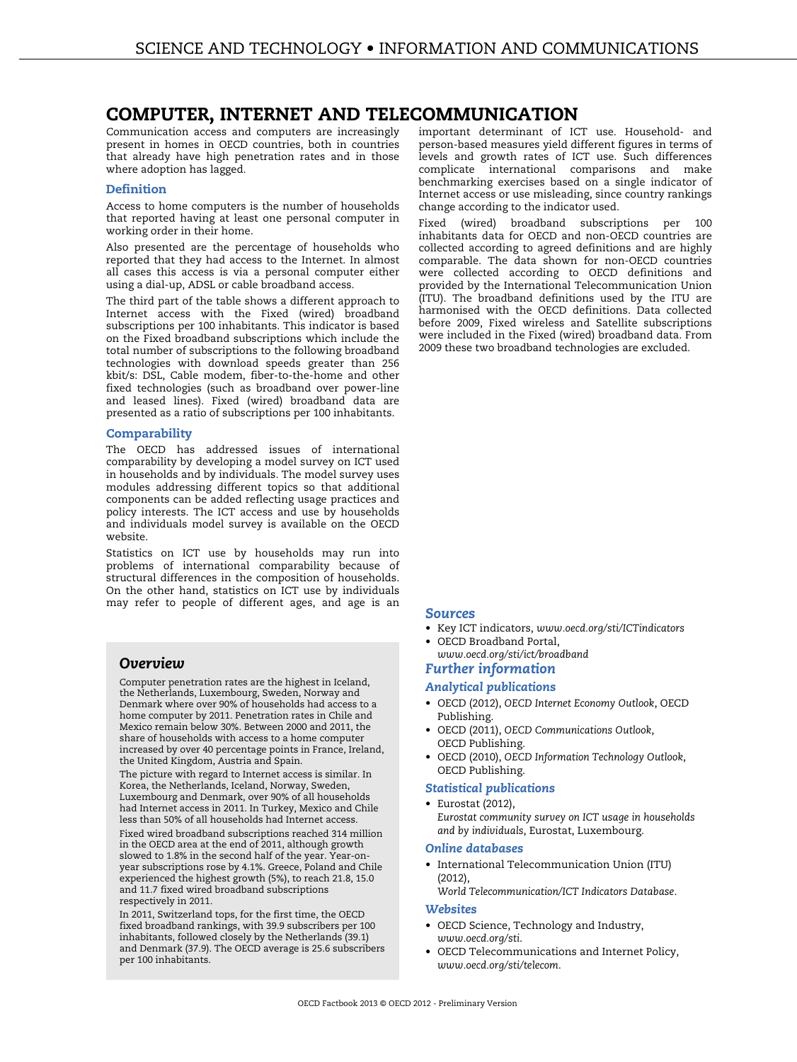# COMPUTER, INTERNET AND TELECOMMUNICATION

Communication access and computers are increasingly present in homes in OECD countries, both in countries that already have high penetration rates and in those where adoption has lagged.

## Definition

Access to home computers is the number of households that reported having at least one personal computer in working order in their home.

Also presented are the percentage of households who reported that they had access to the Internet. In almost all cases this access is via a personal computer either using a dial-up, ADSL or cable broadband access.

The third part of the table shows a different approach to Internet access with the Fixed (wired) broadband subscriptions per 100 inhabitants. This indicator is based on the Fixed broadband subscriptions which include the total number of subscriptions to the following broadband technologies with download speeds greater than 256 kbit/s: DSL, Cable modem, fiber-to-the-home and other fixed technologies (such as broadband over power-line and leased lines). Fixed (wired) broadband data are presented as a ratio of subscriptions per 100 inhabitants.

## Comparability

The OECD has addressed issues of international comparability by developing a model survey on ICT used in households and by individuals. The model survey uses modules addressing different topics so that additional components can be added reflecting usage practices and policy interests. The ICT access and use by households and individuals model survey is available on the OECD website.

Statistics on ICT use by households may run into problems of international comparability because of structural differences in the composition of households. On the other hand, statistics on ICT use by individuals may refer to people of different ages, and age is an important determinant of ICT use. Household- and person-based measures yield different figures in terms of levels and growth rates of ICT use. Such differences complicate international comparisons and make benchmarking exercises based on a single indicator of Internet access or use misleading, since country rankings change according to the indicator used.

Fixed (wired) broadband subscriptions per 100 inhabitants data for OECD and non-OECD countries are collected according to agreed definitions and are highly comparable. The data shown for non-OECD countries were collected according to OECD definitions and provided by the International Telecommunication Union (ITU). The broadband definitions used by the ITU are harmonised with the OECD definitions. Data collected before 2009, Fixed wireless and Satellite subscriptions were included in the Fixed (wired) broadband data. From 2009 these two broadband technologies are excluded.

## *Overview*

Computer penetration rates are the highest in Iceland, the Netherlands, Luxembourg, Sweden, Norway and Denmark where over 90% of households had access to a home computer by 2011. Penetration rates in Chile and Mexico remain below 30%. Between 2000 and 2011, the share of households with access to a home computer increased by over 40 percentage points in France, Ireland, the United Kingdom, Austria and Spain.

The picture with regard to Internet access is similar. In Korea, the Netherlands, Iceland, Norway, Sweden, Luxembourg and Denmark, over 90% of all households had Internet access in 2011. In Turkey, Mexico and Chile less than 50% of all households had Internet access.

Fixed wired broadband subscriptions reached 314 million in the OECD area at the end of 2011, although growth slowed to 1.8% in the second half of the year. Year-on-year subscriptions rose by 4.1%. Greece, Poland and Chile experienced the highest growth (5%), to reach 21.8, 15.0 and 11.7 fixed wired broadband subscriptions respectively in 2011.

In 2011, Switzerland tops, for the first time, the OECD fixed broadband rankings, with 39.9 subscribers per 100 inhabitants, followed closely by the Netherlands (39.1) and Denmark (37.9). The OECD average is 25.6 subscribers per 100 inhabitants.

## *Sources*

- Key ICT indicators, *www.oecd.org/sti/ICTindicators*
- OECD Broadband Portal, *www.oecd.org/sti/ict/broadband*

## *Further information*

### *Analytical publications*

- OECD (2012), *OECD Internet Economy Outlook*, OECD Publishing.
- OECD (2011), *OECD Communications Outlook*, OECD Publishing.
- OECD (2010), *OECD Information Technology Outlook*, OECD Publishing.

### *Statistical publications*

- Eurostat (2012), *Eurostat community survey on ICT usage in households and by individuals*, Eurostat, Luxembourg.

### *Online databases*

- International Telecommunication Union (ITU) (2012), *World Telecommunication/ICT Indicators Database*.

### *Websites*

- OECD Science, Technology and Industry, *www.oecd.org/sti*.
- OECD Telecommunications and Internet Policy, *www.oecd.org/sti/telecom*.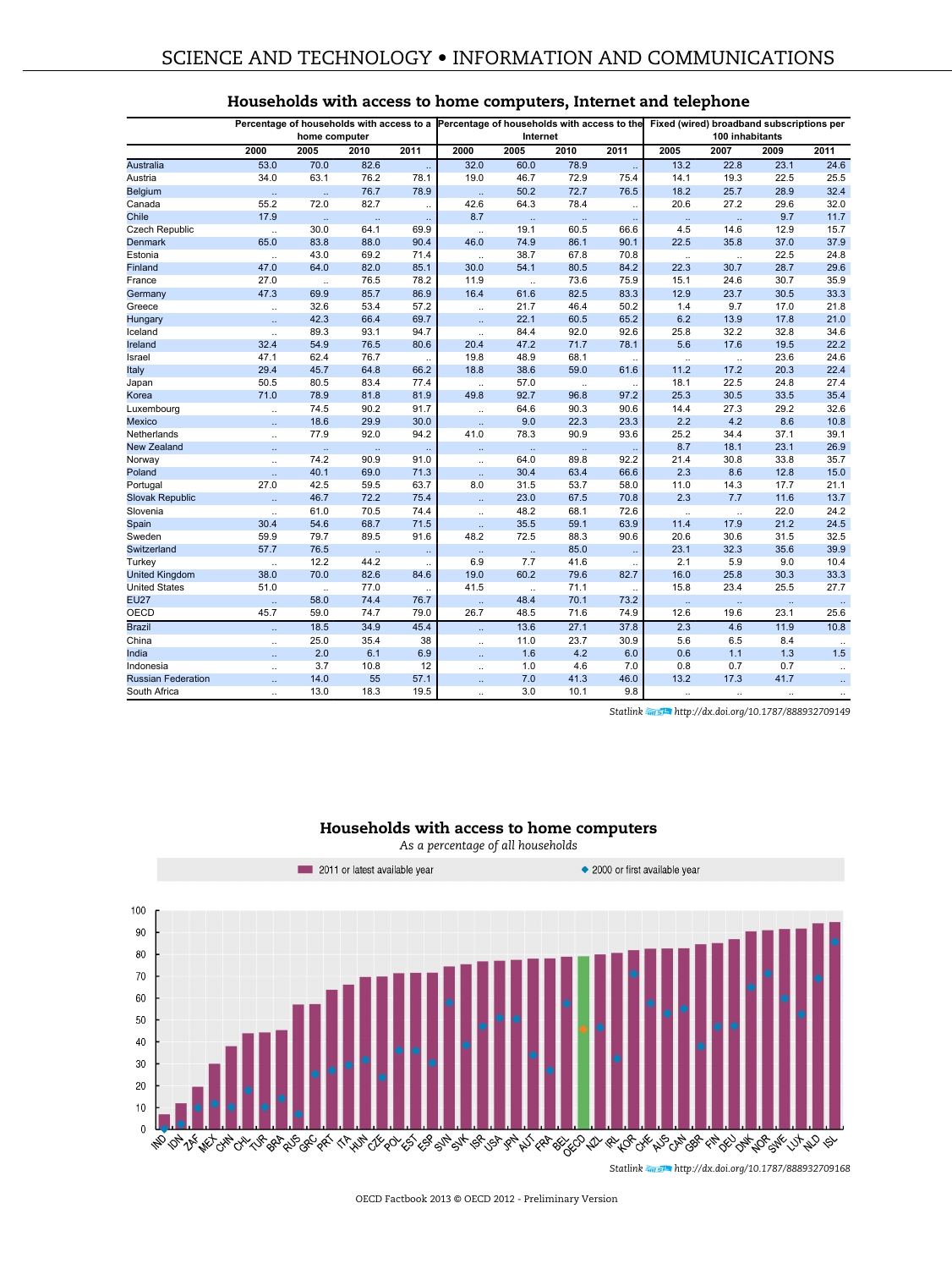## Households with access to home computers, Internet and telephone

| | Percentage of households with access to a home computer | | | | Percentage of households with access to the Internet | | | | Fixed (wired) broadband subscriptions per 100 inhabitants | | | |
|---|---|---|---|---|---|---|---|---|---|---|---|---|
| | 2000 | 2005 | 2010 | 2011 | 2000 | 2005 | 2010 | 2011 | 2005 | 2007 | 2009 | 2011 |
| Australia | 53.0 | 70.0 | 82.6 | .. | 32.0 | 60.0 | 78.9 | .. | 13.2 | 22.8 | 23.1 | 24.6 |
| Austria | 34.0 | 63.1 | 76.2 | 78.1 | 19.0 | 46.7 | 72.9 | 75.4 | 14.1 | 19.3 | 22.5 | 25.5 |
| Belgium | .. | .. | 76.7 | 78.9 | .. | 50.2 | 72.7 | 76.5 | 18.2 | 25.7 | 28.9 | 32.4 |
| Canada | 55.2 | 72.0 | 82.7 | .. | 42.6 | 64.3 | 78.4 | .. | 20.6 | 27.2 | 29.6 | 32.0 |
| Chile | 17.9 | .. | .. | .. | 8.7 | .. | .. | .. | .. | .. | 9.7 | 11.7 |
| Czech Republic | .. | 30.0 | 64.1 | 69.9 | .. | 19.1 | 60.5 | 66.6 | 4.5 | 14.6 | 12.9 | 15.7 |
| Denmark | 65.0 | 83.8 | 88.0 | 90.4 | 46.0 | 74.9 | 86.1 | 90.1 | 22.5 | 35.8 | 37.0 | 37.9 |
| Estonia | .. | 43.0 | 69.2 | 71.4 | .. | 38.7 | 67.8 | 70.8 | .. | .. | 22.5 | 24.8 |
| Finland | 47.0 | 64.0 | 82.0 | 85.1 | 30.0 | 54.1 | 80.5 | 84.2 | 22.3 | 30.7 | 28.7 | 29.6 |
| France | 27.0 | .. | 76.5 | 78.2 | 11.9 | .. | 73.6 | 75.9 | 15.1 | 24.6 | 30.7 | 35.9 |
| Germany | 47.3 | 69.9 | 85.7 | 86.9 | 16.4 | 61.6 | 82.5 | 83.3 | 12.9 | 23.7 | 30.5 | 33.3 |
| Greece | .. | 32.6 | 53.4 | 57.2 | .. | 21.7 | 46.4 | 50.2 | 1.4 | 9.7 | 17.0 | 21.8 |
| Hungary | .. | 42.3 | 66.4 | 69.7 | .. | 22.1 | 60.5 | 65.2 | 6.2 | 13.9 | 17.8 | 21.0 |
| Iceland | .. | 89.3 | 93.1 | 94.7 | .. | 84.4 | 92.0 | 92.6 | 25.8 | 32.2 | 32.8 | 34.6 |
| Ireland | 32.4 | 54.9 | 76.5 | 80.6 | 20.4 | 47.2 | 71.7 | 78.1 | 5.6 | 17.6 | 19.5 | 22.2 |
| Israel | 47.1 | 62.4 | 76.7 | .. | 19.8 | 48.9 | 68.1 | .. | .. | .. | 23.6 | 24.6 |
| Italy | 29.4 | 45.7 | 64.8 | 66.2 | 18.8 | 38.6 | 59.0 | 61.6 | 11.2 | 17.2 | 20.3 | 22.4 |
| Japan | 50.5 | 80.5 | 83.4 | 77.4 | .. | 57.0 | .. | .. | 18.1 | 22.5 | 24.8 | 27.4 |
| Korea | 71.0 | 78.9 | 81.8 | 81.9 | 49.8 | 92.7 | 96.8 | 97.2 | 25.3 | 30.5 | 33.5 | 35.4 |
| Luxembourg | .. | 74.5 | 90.2 | 91.7 | .. | 64.6 | 90.3 | 90.6 | 14.4 | 27.3 | 29.2 | 32.6 |
| Mexico | .. | 18.6 | 29.9 | 30.0 | .. | 9.0 | 22.3 | 23.3 | 2.2 | 4.2 | 8.6 | 10.8 |
| Netherlands | .. | 77.9 | 92.0 | 94.2 | 41.0 | 78.3 | 90.9 | 93.6 | 25.2 | 34.4 | 37.1 | 39.1 |
| New Zealand | .. | .. | .. | .. | .. | .. | .. | .. | 8.7 | 18.1 | 23.1 | 26.9 |
| Norway | .. | 74.2 | 90.9 | 91.0 | .. | 64.0 | 89.8 | 92.2 | 21.4 | 30.8 | 33.8 | 35.7 |
| Poland | .. | 40.1 | 69.0 | 71.3 | .. | 30.4 | 63.4 | 66.6 | 2.3 | 8.6 | 12.8 | 15.0 |
| Portugal | 27.0 | 42.5 | 59.5 | 63.7 | 8.0 | 31.5 | 53.7 | 58.0 | 11.0 | 14.3 | 17.7 | 21.1 |
| Slovak Republic | .. | 46.7 | 72.2 | 75.4 | .. | 23.0 | 67.5 | 70.8 | 2.3 | 7.7 | 11.6 | 13.7 |
| Slovenia | .. | 61.0 | 70.5 | 74.4 | .. | 48.2 | 68.1 | 72.6 | .. | .. | 22.0 | 24.2 |
| Spain | 30.4 | 54.6 | 68.7 | 71.5 | .. | 35.5 | 59.1 | 63.9 | 11.4 | 17.9 | 21.2 | 24.5 |
| Sweden | 59.9 | 79.7 | 89.5 | 91.6 | 48.2 | 72.5 | 88.3 | 90.6 | 20.6 | 30.6 | 31.5 | 32.5 |
| Switzerland | 57.7 | 76.5 | .. | .. | .. | .. | 85.0 | .. | 23.1 | 32.3 | 35.6 | 39.9 |
| Turkey | .. | 12.2 | 44.2 | .. | 6.9 | 7.7 | 41.6 | .. | 2.1 | 5.9 | 9.0 | 10.4 |
| United Kingdom | 38.0 | 70.0 | 82.6 | 84.6 | 19.0 | 60.2 | 79.6 | 82.7 | 16.0 | 25.8 | 30.3 | 33.3 |
| United States | 51.0 | .. | 77.0 | .. | 41.5 | .. | 71.1 | .. | 15.8 | 23.4 | 25.5 | 27.7 |
| EU27 | .. | 58.0 | 74.4 | 76.7 | .. | 48.4 | 70.1 | 73.2 | .. | .. | .. | .. |
| OECD | 45.7 | 59.0 | 74.7 | 79.0 | 26.7 | 48.5 | 71.6 | 74.9 | 12.6 | 19.6 | 23.1 | 25.6 |
| Brazil | .. | 18.5 | 34.9 | 45.4 | .. | 13.6 | 27.1 | 37.8 | 2.3 | 4.6 | 11.9 | 10.8 |
| China | .. | 25.0 | 35.4 | 38 | .. | 11.0 | 23.7 | 30.9 | 5.6 | 6.5 | 8.4 | .. |
| India | .. | 2.0 | 6.1 | 6.9 | .. | 1.6 | 4.2 | 6.0 | 0.6 | 1.1 | 1.3 | 1.5 |
| Indonesia | .. | 3.7 | 10.8 | 12 | .. | 1.0 | 4.6 | 7.0 | 0.8 | 0.7 | 0.7 | .. |
| Russian Federation | .. | 14.0 | 55 | 57.1 | .. | 7.0 | 41.3 | 46.0 | 13.2 | 17.3 | 41.7 | .. |
| South Africa | .. | 13.0 | 18.3 | 19.5 | .. | 3.0 | 10.1 | 9.8 | .. | .. | .. | .. |

Statlink http://dx.doi.org/10.1787/888932709149

## Households with access to home computers

*As a percentage of all households*

2011 or latest available year

2000 or first available year

100
90
80
70
60
50
40
30
20
10
0

IND IDN ZAF MEX CHN CHL TUR BRA RUS GRC PRT ITA HUN CZE POL EST ESP SVN SVK ISR USA JPN AUT FRA BEL OECD NZL IRL KOR CHE AUS CAN GBR FIN DEU DNK NOR SWE LUX NLD ISL

Statlink http://dx.doi.org/10.1787/888932709168